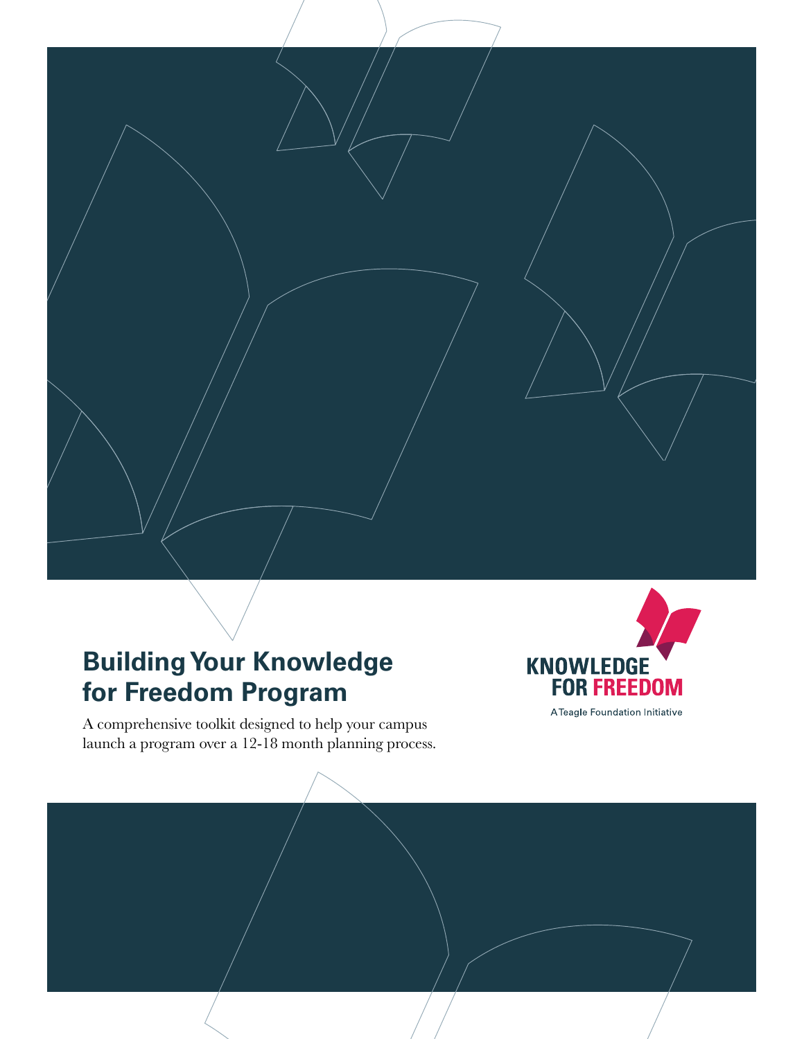# Building Your Knowledge for Freedom Program

A comprehensive toolkit designed to help your campus launch a program over a 12-18 month planning process.

KNOWLEDGE FOR FREEDOM

A Teagle Foundation Initiative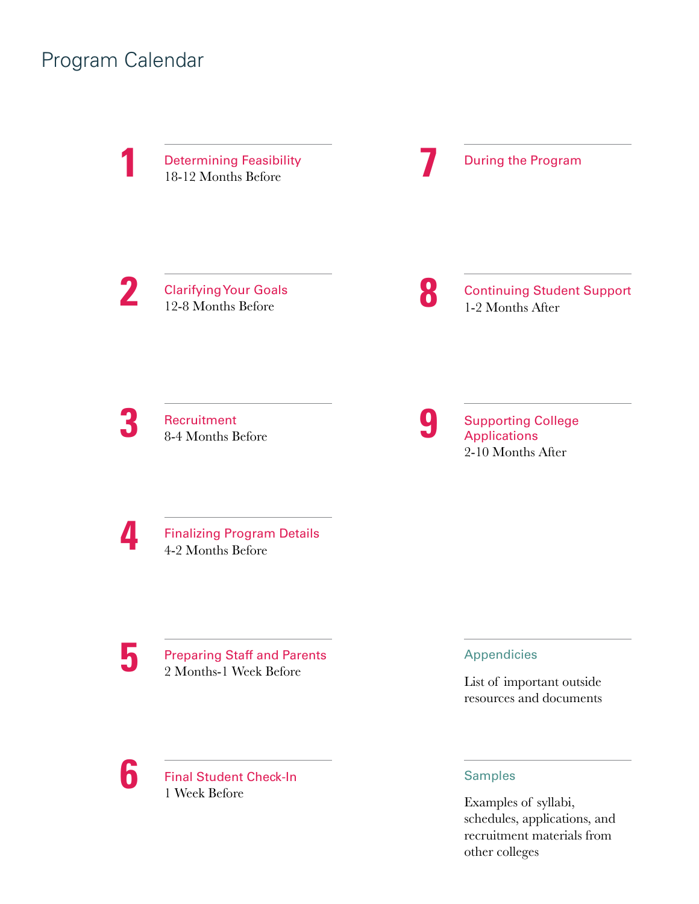# Program Calendar

**1** Determining Feasibility
18-12 Months Before

**2** Clarifying Your Goals
12-8 Months Before

**3** Recruitment
8-4 Months Before

**4** Finalizing Program Details
4-2 Months Before

**5** Preparing Staff and Parents
2 Months-1 Week Before

**6** Final Student Check-In
1 Week Before

**7** During the Program

**8** Continuing Student Support
1-2 Months After

**9** Supporting College Applications
2-10 Months After

**Appendicies**

List of important outside resources and documents

**Samples**

Examples of syllabi, schedules, applications, and recruitment materials from other colleges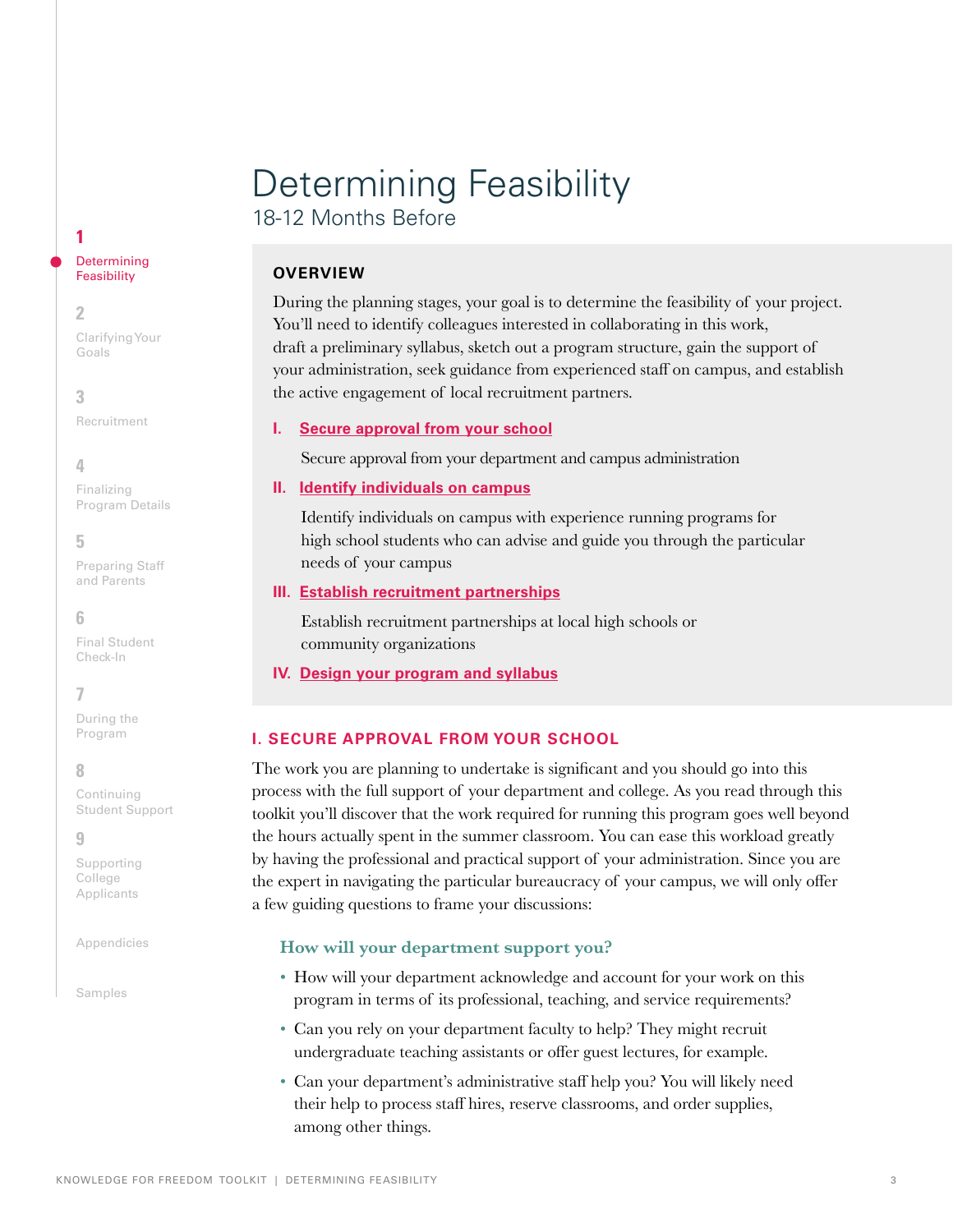# Determining Feasibility

18-12 Months Before

## OVERVIEW

During the planning stages, your goal is to determine the feasibility of your project. You'll need to identify colleagues interested in collaborating in this work, draft a preliminary syllabus, sketch out a program structure, gain the support of your administration, seek guidance from experienced staff on campus, and establish the active engagement of local recruitment partners.

**I. Secure approval from your school**

Secure approval from your department and campus administration

**II. Identify individuals on campus**

Identify individuals on campus with experience running programs for high school students who can advise and guide you through the particular needs of your campus

**III. Establish recruitment partnerships**

Establish recruitment partnerships at local high schools or community organizations

**IV. Design your program and syllabus**

## I. SECURE APPROVAL FROM YOUR SCHOOL

The work you are planning to undertake is significant and you should go into this process with the full support of your department and college. As you read through this toolkit you'll discover that the work required for running this program goes well beyond the hours actually spent in the summer classroom. You can ease this workload greatly by having the professional and practical support of your administration. Since you are the expert in navigating the particular bureaucracy of your campus, we will only offer a few guiding questions to frame your discussions:

### How will your department support you?

- How will your department acknowledge and account for your work on this program in terms of its professional, teaching, and service requirements?
- Can you rely on your department faculty to help? They might recruit undergraduate teaching assistants or offer guest lectures, for example.
- Can your department's administrative staff help you? You will likely need their help to process staff hires, reserve classrooms, and order supplies, among other things.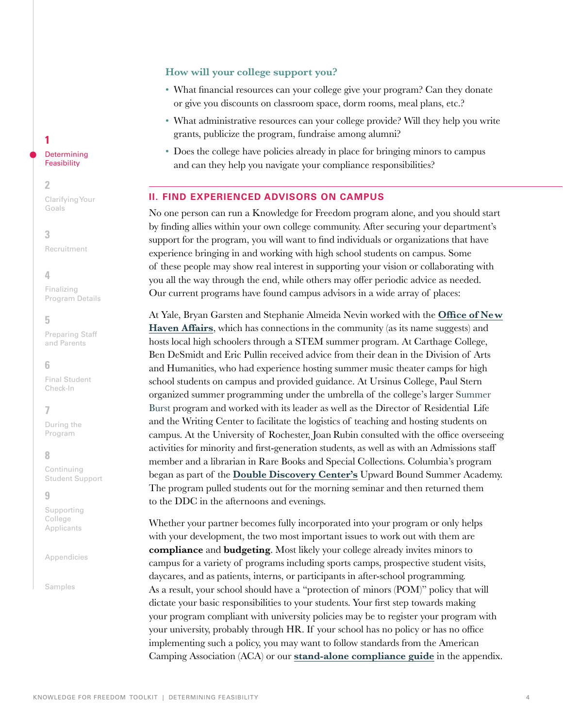### How will your college support you?

- What financial resources can your college give your program? Can they donate or give you discounts on classroom space, dorm rooms, meal plans, etc.?
- What administrative resources can your college provide? Will they help you write grants, publicize the program, fundraise among alumni?
- Does the college have policies already in place for bringing minors to campus and can they help you navigate your compliance responsibilities?

## II. FIND EXPERIENCED ADVISORS ON CAMPUS

No one person can run a Knowledge for Freedom program alone, and you should start by finding allies within your own college community. After securing your department's support for the program, you will want to find individuals or organizations that have experience bringing in and working with high school students on campus. Some of these people may show real interest in supporting your vision or collaborating with you all the way through the end, while others may offer periodic advice as needed. Our current programs have found campus advisors in a wide array of places:

At Yale, Bryan Garsten and Stephanie Almeida Nevin worked with the **Office of New Haven Affairs**, which has connections in the community (as its name suggests) and hosts local high schoolers through a STEM summer program. At Carthage College, Ben DeSmidt and Eric Pullin received advice from their dean in the Division of Arts and Humanities, who had experience hosting summer music theater camps for high school students on campus and provided guidance. At Ursinus College, Paul Stern organized summer programming under the umbrella of the college's larger Summer Burst program and worked with its leader as well as the Director of Residential Life and the Writing Center to facilitate the logistics of teaching and hosting students on campus. At the University of Rochester, Joan Rubin consulted with the office overseeing activities for minority and first-generation students, as well as with an Admissions staff member and a librarian in Rare Books and Special Collections. Columbia's program began as part of the **Double Discovery Center's** Upward Bound Summer Academy. The program pulled students out for the morning seminar and then returned them to the DDC in the afternoons and evenings.

Whether your partner becomes fully incorporated into your program or only helps with your development, the two most important issues to work out with them are **compliance** and **budgeting**. Most likely your college already invites minors to campus for a variety of programs including sports camps, prospective student visits, daycares, and as patients, interns, or participants in after-school programming. As a result, your school should have a "protection of minors (POM)" policy that will dictate your basic responsibilities to your students. Your first step towards making your program compliant with university policies may be to register your program with your university, probably through HR. If your school has no policy or has no office implementing such a policy, you may want to follow standards from the American Camping Association (ACA) or our **stand-alone compliance guide** in the appendix.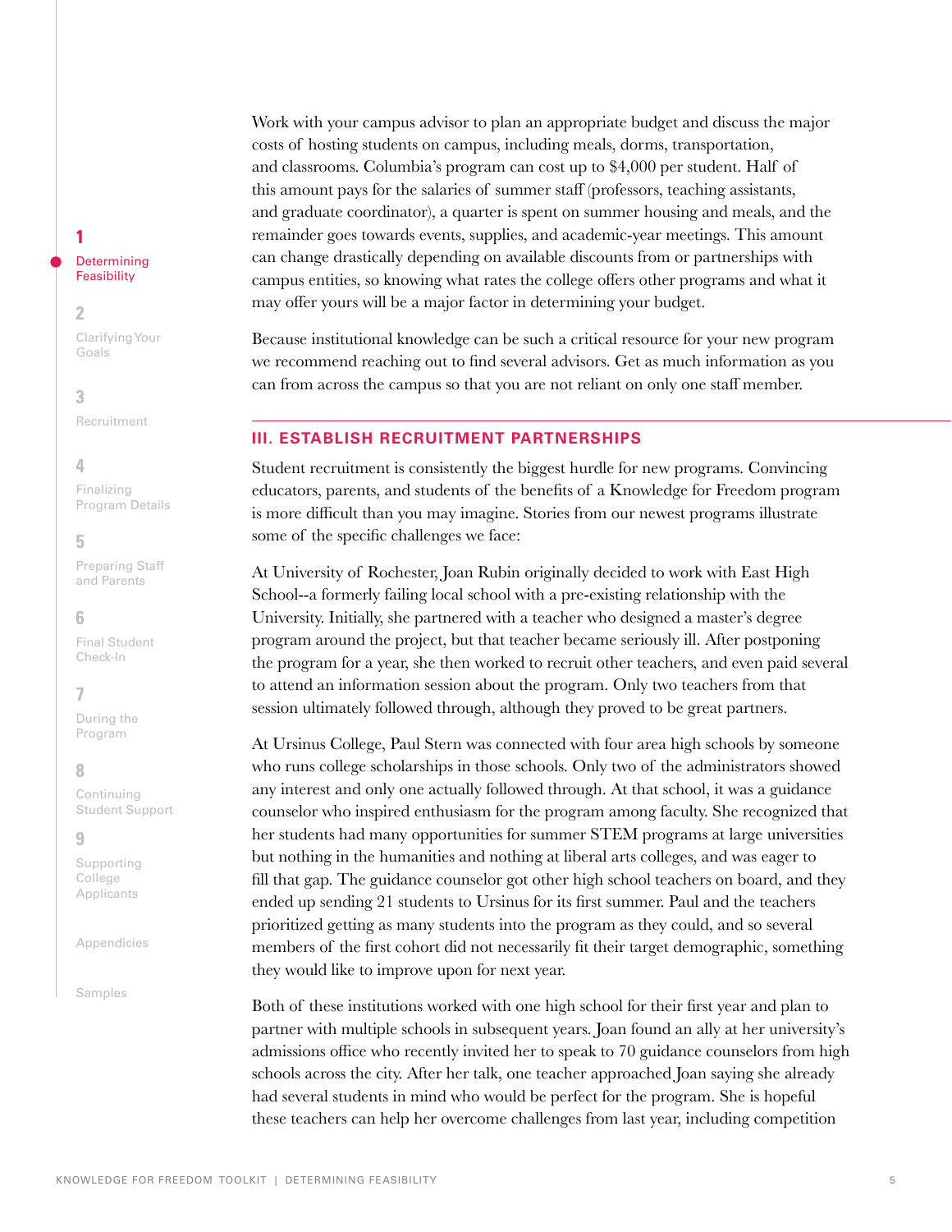Work with your campus advisor to plan an appropriate budget and discuss the major costs of hosting students on campus, including meals, dorms, transportation, and classrooms. Columbia's program can cost up to $4,000 per student. Half of this amount pays for the salaries of summer staff (professors, teaching assistants, and graduate coordinator), a quarter is spent on summer housing and meals, and the remainder goes towards events, supplies, and academic-year meetings. This amount can change drastically depending on available discounts from or partnerships with campus entities, so knowing what rates the college offers other programs and what it may offer yours will be a major factor in determining your budget.

Because institutional knowledge can be such a critical resource for your new program we recommend reaching out to find several advisors. Get as much information as you can from across the campus so that you are not reliant on only one staff member.

## III. ESTABLISH RECRUITMENT PARTNERSHIPS

Student recruitment is consistently the biggest hurdle for new programs. Convincing educators, parents, and students of the benefits of a Knowledge for Freedom program is more difficult than you may imagine. Stories from our newest programs illustrate some of the specific challenges we face:

At University of Rochester, Joan Rubin originally decided to work with East High School--a formerly failing local school with a pre-existing relationship with the University. Initially, she partnered with a teacher who designed a master's degree program around the project, but that teacher became seriously ill. After postponing the program for a year, she then worked to recruit other teachers, and even paid several to attend an information session about the program. Only two teachers from that session ultimately followed through, although they proved to be great partners.

At Ursinus College, Paul Stern was connected with four area high schools by someone who runs college scholarships in those schools. Only two of the administrators showed any interest and only one actually followed through. At that school, it was a guidance counselor who inspired enthusiasm for the program among faculty. She recognized that her students had many opportunities for summer STEM programs at large universities but nothing in the humanities and nothing at liberal arts colleges, and was eager to fill that gap. The guidance counselor got other high school teachers on board, and they ended up sending 21 students to Ursinus for its first summer. Paul and the teachers prioritized getting as many students into the program as they could, and so several members of the first cohort did not necessarily fit their target demographic, something they would like to improve upon for next year.

Both of these institutions worked with one high school for their first year and plan to partner with multiple schools in subsequent years. Joan found an ally at her university's admissions office who recently invited her to speak to 70 guidance counselors from high schools across the city. After her talk, one teacher approached Joan saying she already had several students in mind who would be perfect for the program. She is hopeful these teachers can help her overcome challenges from last year, including competition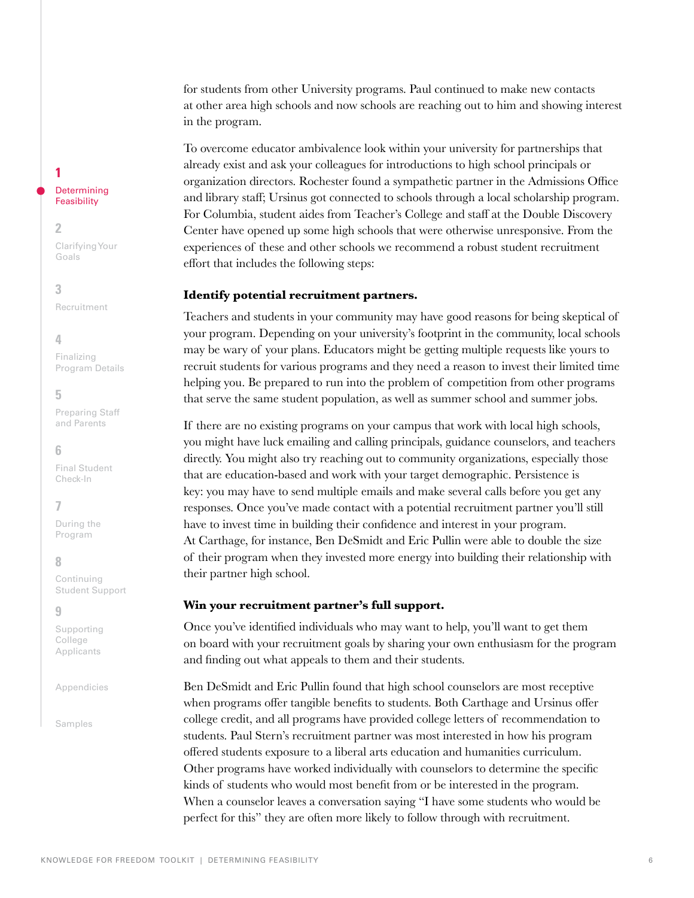for students from other University programs. Paul continued to make new contacts at other area high schools and now schools are reaching out to him and showing interest in the program.

To overcome educator ambivalence look within your university for partnerships that already exist and ask your colleagues for introductions to high school principals or organization directors. Rochester found a sympathetic partner in the Admissions Office and library staff; Ursinus got connected to schools through a local scholarship program. For Columbia, student aides from Teacher's College and staff at the Double Discovery Center have opened up some high schools that were otherwise unresponsive. From the experiences of these and other schools we recommend a robust student recruitment effort that includes the following steps:

**Identify potential recruitment partners.**

Teachers and students in your community may have good reasons for being skeptical of your program. Depending on your university's footprint in the community, local schools may be wary of your plans. Educators might be getting multiple requests like yours to recruit students for various programs and they need a reason to invest their limited time helping you. Be prepared to run into the problem of competition from other programs that serve the same student population, as well as summer school and summer jobs.

If there are no existing programs on your campus that work with local high schools, you might have luck emailing and calling principals, guidance counselors, and teachers directly. You might also try reaching out to community organizations, especially those that are education-based and work with your target demographic. Persistence is key: you may have to send multiple emails and make several calls before you get any responses. Once you've made contact with a potential recruitment partner you'll still have to invest time in building their confidence and interest in your program. At Carthage, for instance, Ben DeSmidt and Eric Pullin were able to double the size of their program when they invested more energy into building their relationship with their partner high school.

**Win your recruitment partner's full support.**

Once you've identified individuals who may want to help, you'll want to get them on board with your recruitment goals by sharing your own enthusiasm for the program and finding out what appeals to them and their students.

Ben DeSmidt and Eric Pullin found that high school counselors are most receptive when programs offer tangible benefits to students. Both Carthage and Ursinus offer college credit, and all programs have provided college letters of recommendation to students. Paul Stern's recruitment partner was most interested in how his program offered students exposure to a liberal arts education and humanities curriculum. Other programs have worked individually with counselors to determine the specific kinds of students who would most benefit from or be interested in the program. When a counselor leaves a conversation saying "I have some students who would be perfect for this" they are often more likely to follow through with recruitment.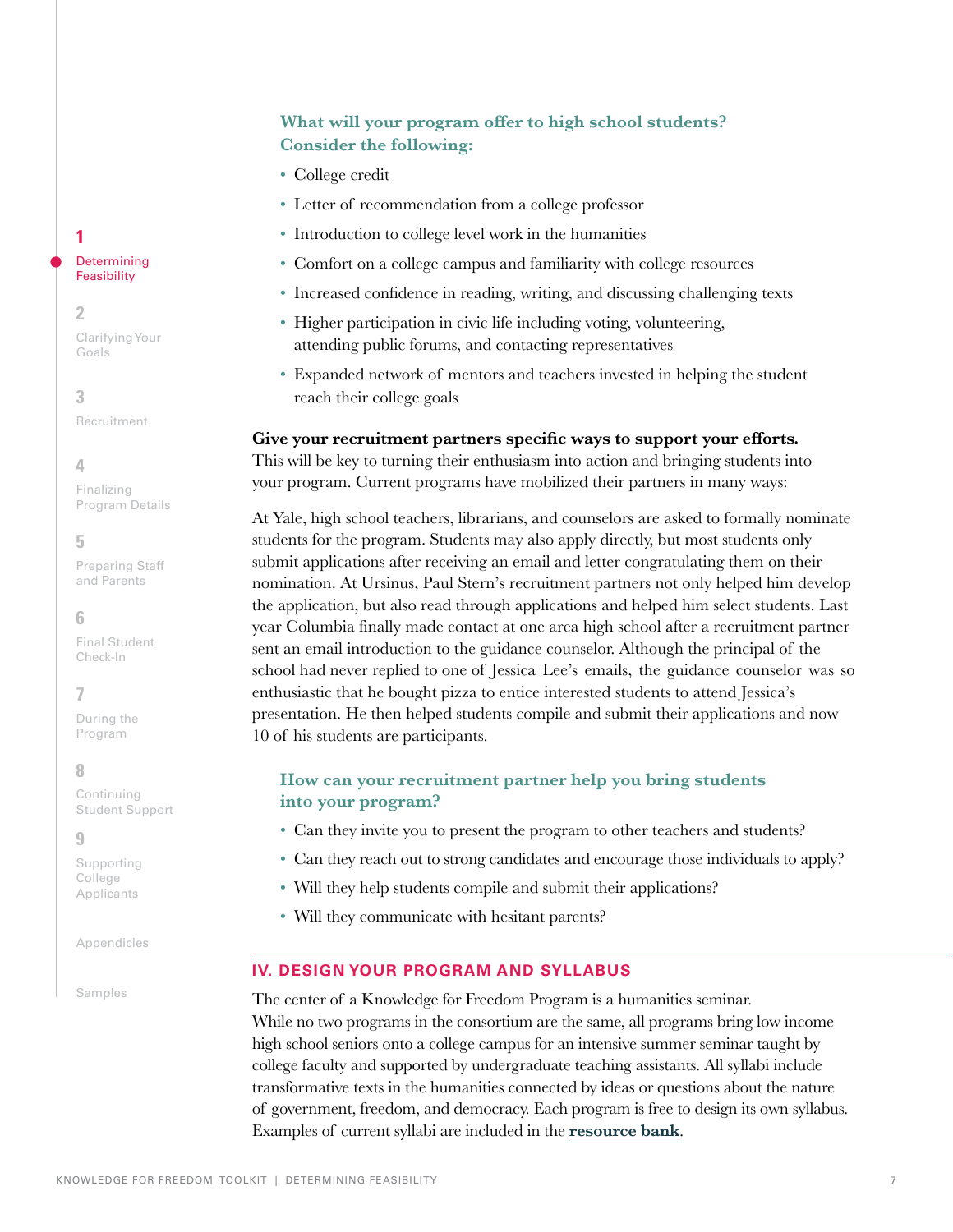### What will your program offer to high school students? Consider the following:

- College credit
- Letter of recommendation from a college professor
- Introduction to college level work in the humanities
- Comfort on a college campus and familiarity with college resources
- Increased confidence in reading, writing, and discussing challenging texts
- Higher participation in civic life including voting, volunteering, attending public forums, and contacting representatives
- Expanded network of mentors and teachers invested in helping the student reach their college goals

**Give your recruitment partners specific ways to support your efforts.** This will be key to turning their enthusiasm into action and bringing students into your program. Current programs have mobilized their partners in many ways:

At Yale, high school teachers, librarians, and counselors are asked to formally nominate students for the program. Students may also apply directly, but most students only submit applications after receiving an email and letter congratulating them on their nomination. At Ursinus, Paul Stern's recruitment partners not only helped him develop the application, but also read through applications and helped him select students. Last year Columbia finally made contact at one area high school after a recruitment partner sent an email introduction to the guidance counselor. Although the principal of the school had never replied to one of Jessica Lee's emails, the guidance counselor was so enthusiastic that he bought pizza to entice interested students to attend Jessica's presentation. He then helped students compile and submit their applications and now 10 of his students are participants.

### How can your recruitment partner help you bring students into your program?

- Can they invite you to present the program to other teachers and students?
- Can they reach out to strong candidates and encourage those individuals to apply?
- Will they help students compile and submit their applications?
- Will they communicate with hesitant parents?

## IV. DESIGN YOUR PROGRAM AND SYLLABUS

The center of a Knowledge for Freedom Program is a humanities seminar. While no two programs in the consortium are the same, all programs bring low income high school seniors onto a college campus for an intensive summer seminar taught by college faculty and supported by undergraduate teaching assistants. All syllabi include transformative texts in the humanities connected by ideas or questions about the nature of government, freedom, and democracy. Each program is free to design its own syllabus. Examples of current syllabi are included in the **resource bank**.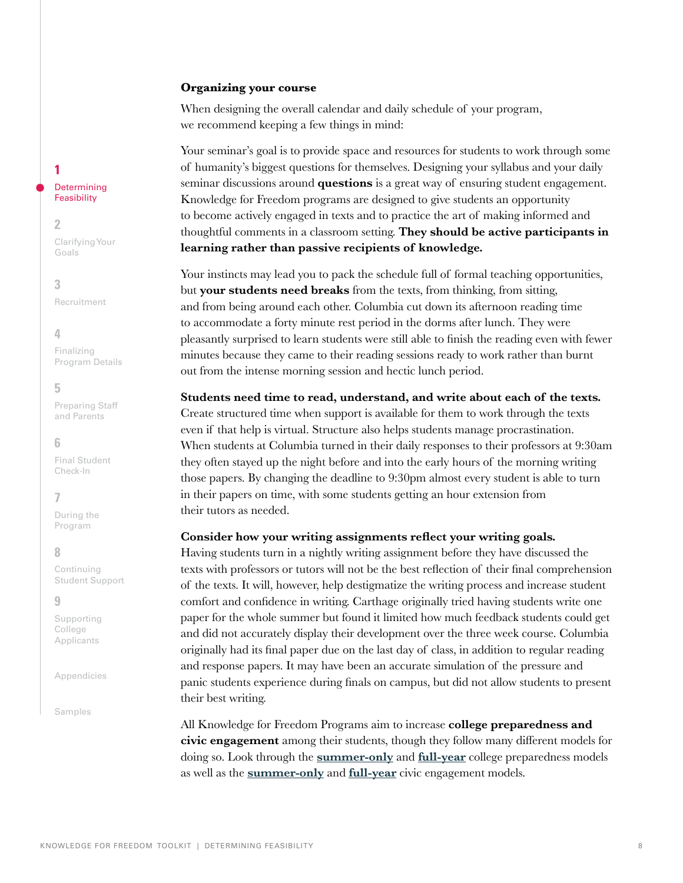**Organizing your course**

When designing the overall calendar and daily schedule of your program, we recommend keeping a few things in mind:

Your seminar's goal is to provide space and resources for students to work through some of humanity's biggest questions for themselves. Designing your syllabus and your daily seminar discussions around **questions** is a great way of ensuring student engagement. Knowledge for Freedom programs are designed to give students an opportunity to become actively engaged in texts and to practice the art of making informed and thoughtful comments in a classroom setting. **They should be active participants in learning rather than passive recipients of knowledge.**

Your instincts may lead you to pack the schedule full of formal teaching opportunities, but **your students need breaks** from the texts, from thinking, from sitting, and from being around each other. Columbia cut down its afternoon reading time to accommodate a forty minute rest period in the dorms after lunch. They were pleasantly surprised to learn students were still able to finish the reading even with fewer minutes because they came to their reading sessions ready to work rather than burnt out from the intense morning session and hectic lunch period.

**Students need time to read, understand, and write about each of the texts.** Create structured time when support is available for them to work through the texts even if that help is virtual. Structure also helps students manage procrastination. When students at Columbia turned in their daily responses to their professors at 9:30am they often stayed up the night before and into the early hours of the morning writing those papers. By changing the deadline to 9:30pm almost every student is able to turn in their papers on time, with some students getting an hour extension from their tutors as needed.

**Consider how your writing assignments reflect your writing goals.** Having students turn in a nightly writing assignment before they have discussed the texts with professors or tutors will not be the best reflection of their final comprehension of the texts. It will, however, help destigmatize the writing process and increase student comfort and confidence in writing. Carthage originally tried having students write one paper for the whole summer but found it limited how much feedback students could get and did not accurately display their development over the three week course. Columbia originally had its final paper due on the last day of class, in addition to regular reading and response papers. It may have been an accurate simulation of the pressure and panic students experience during finals on campus, but did not allow students to present their best writing.

All Knowledge for Freedom Programs aim to increase **college preparedness and civic engagement** among their students, though they follow many different models for doing so. Look through the **summer-only** and **full-year** college preparedness models as well as the **summer-only** and **full-year** civic engagement models.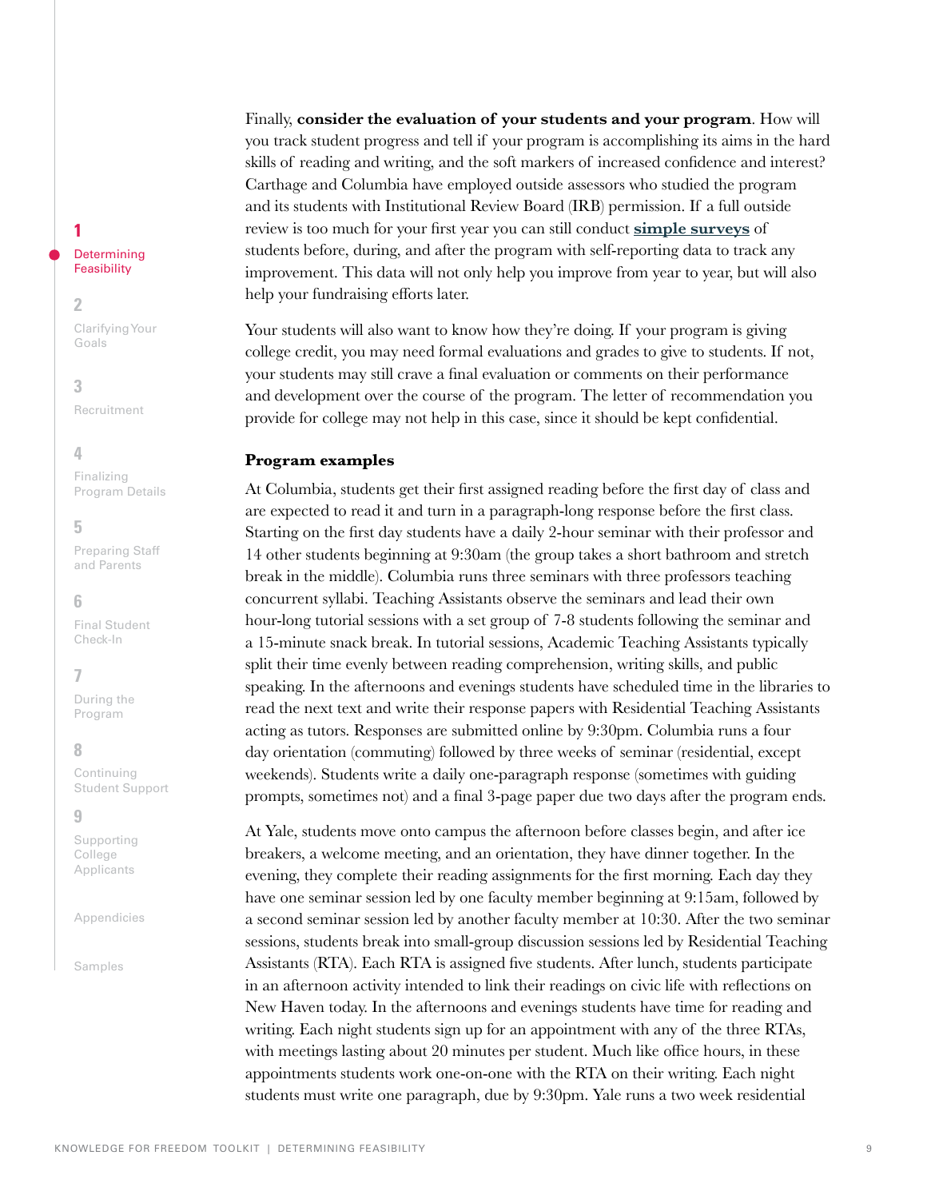Finally, **consider the evaluation of your students and your program**. How will you track student progress and tell if your program is accomplishing its aims in the hard skills of reading and writing, and the soft markers of increased confidence and interest? Carthage and Columbia have employed outside assessors who studied the program and its students with Institutional Review Board (IRB) permission. If a full outside review is too much for your first year you can still conduct **simple surveys** of students before, during, and after the program with self-reporting data to track any improvement. This data will not only help you improve from year to year, but will also help your fundraising efforts later.

Your students will also want to know how they're doing. If your program is giving college credit, you may need formal evaluations and grades to give to students. If not, your students may still crave a final evaluation or comments on their performance and development over the course of the program. The letter of recommendation you provide for college may not help in this case, since it should be kept confidential.

### Program examples

At Columbia, students get their first assigned reading before the first day of class and are expected to read it and turn in a paragraph-long response before the first class. Starting on the first day students have a daily 2-hour seminar with their professor and 14 other students beginning at 9:30am (the group takes a short bathroom and stretch break in the middle). Columbia runs three seminars with three professors teaching concurrent syllabi. Teaching Assistants observe the seminars and lead their own hour-long tutorial sessions with a set group of 7-8 students following the seminar and a 15-minute snack break. In tutorial sessions, Academic Teaching Assistants typically split their time evenly between reading comprehension, writing skills, and public speaking. In the afternoons and evenings students have scheduled time in the libraries to read the next text and write their response papers with Residential Teaching Assistants acting as tutors. Responses are submitted online by 9:30pm. Columbia runs a four day orientation (commuting) followed by three weeks of seminar (residential, except weekends). Students write a daily one-paragraph response (sometimes with guiding prompts, sometimes not) and a final 3-page paper due two days after the program ends.

At Yale, students move onto campus the afternoon before classes begin, and after ice breakers, a welcome meeting, and an orientation, they have dinner together. In the evening, they complete their reading assignments for the first morning. Each day they have one seminar session led by one faculty member beginning at 9:15am, followed by a second seminar session led by another faculty member at 10:30. After the two seminar sessions, students break into small-group discussion sessions led by Residential Teaching Assistants (RTA). Each RTA is assigned five students. After lunch, students participate in an afternoon activity intended to link their readings on civic life with reflections on New Haven today. In the afternoons and evenings students have time for reading and writing. Each night students sign up for an appointment with any of the three RTAs, with meetings lasting about 20 minutes per student. Much like office hours, in these appointments students work one-on-one with the RTA on their writing. Each night students must write one paragraph, due by 9:30pm. Yale runs a two week residential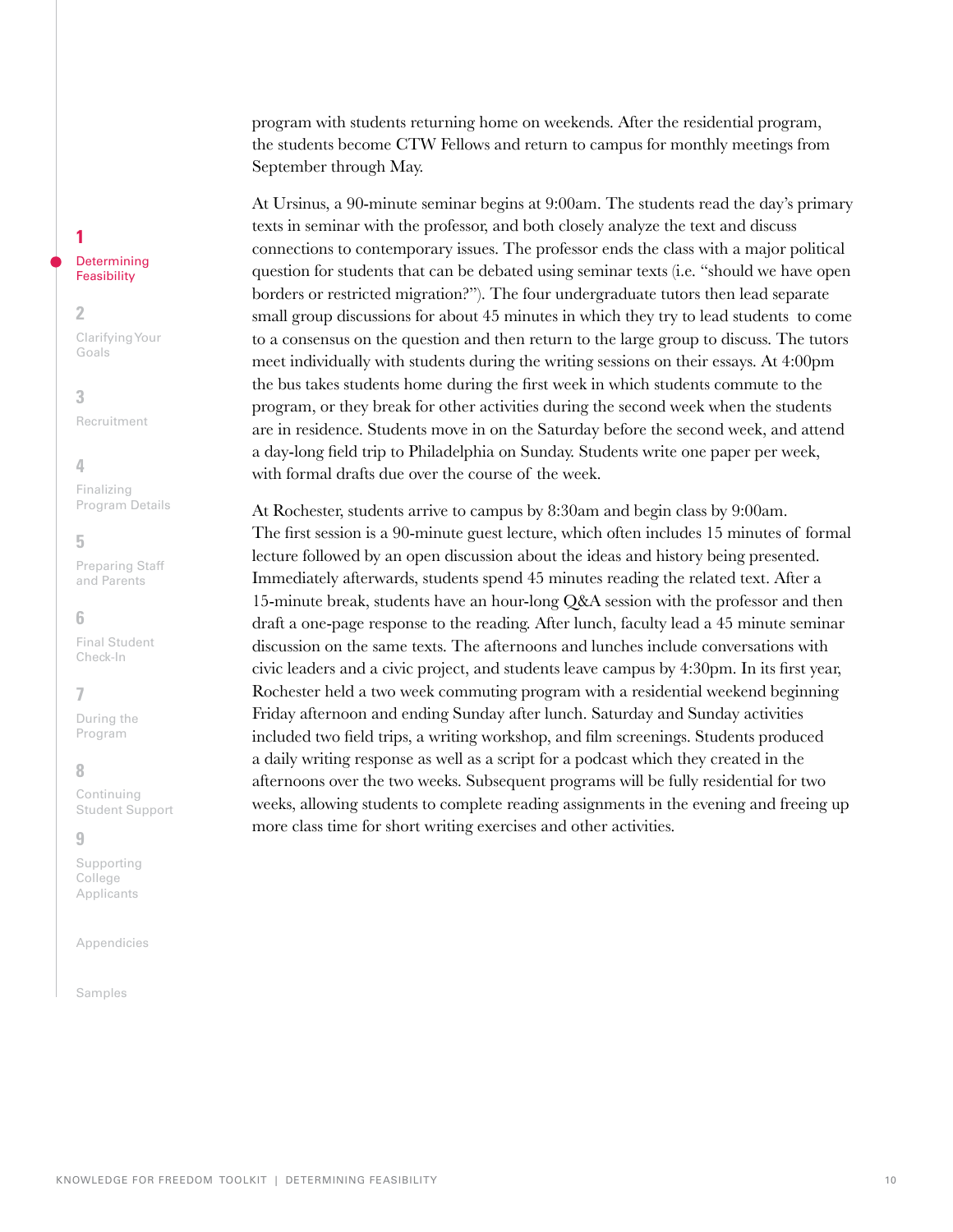program with students returning home on weekends. After the residential program, the students become CTW Fellows and return to campus for monthly meetings from September through May.

At Ursinus, a 90-minute seminar begins at 9:00am. The students read the day's primary texts in seminar with the professor, and both closely analyze the text and discuss connections to contemporary issues. The professor ends the class with a major political question for students that can be debated using seminar texts (i.e. "should we have open borders or restricted migration?"). The four undergraduate tutors then lead separate small group discussions for about 45 minutes in which they try to lead students to come to a consensus on the question and then return to the large group to discuss. The tutors meet individually with students during the writing sessions on their essays. At 4:00pm the bus takes students home during the first week in which students commute to the program, or they break for other activities during the second week when the students are in residence. Students move in on the Saturday before the second week, and attend a day-long field trip to Philadelphia on Sunday. Students write one paper per week, with formal drafts due over the course of the week.

At Rochester, students arrive to campus by 8:30am and begin class by 9:00am. The first session is a 90-minute guest lecture, which often includes 15 minutes of formal lecture followed by an open discussion about the ideas and history being presented. Immediately afterwards, students spend 45 minutes reading the related text. After a 15-minute break, students have an hour-long Q&A session with the professor and then draft a one-page response to the reading. After lunch, faculty lead a 45 minute seminar discussion on the same texts. The afternoons and lunches include conversations with civic leaders and a civic project, and students leave campus by 4:30pm. In its first year, Rochester held a two week commuting program with a residential weekend beginning Friday afternoon and ending Sunday after lunch. Saturday and Sunday activities included two field trips, a writing workshop, and film screenings. Students produced a daily writing response as well as a script for a podcast which they created in the afternoons over the two weeks. Subsequent programs will be fully residential for two weeks, allowing students to complete reading assignments in the evening and freeing up more class time for short writing exercises and other activities.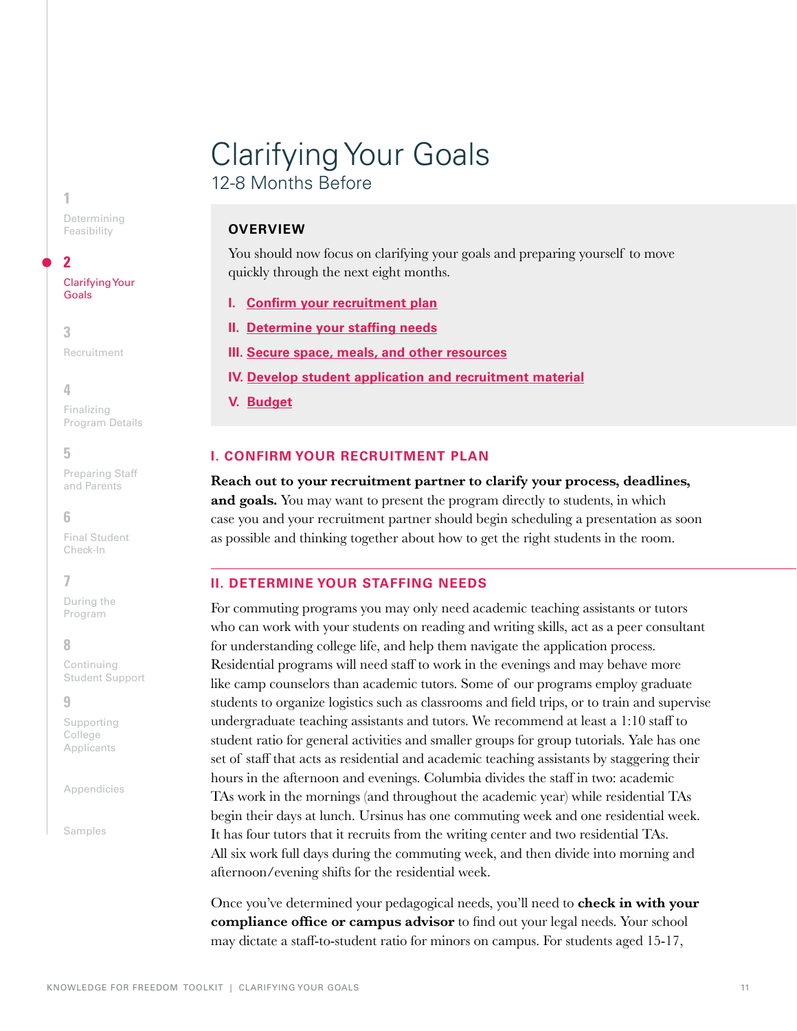# Clarifying Your Goals

12-8 Months Before

**OVERVIEW**

You should now focus on clarifying your goals and preparing yourself to move quickly through the next eight months.

I. **Confirm your recruitment plan**
II. **Determine your staffing needs**
III. **Secure space, meals, and other resources**
IV. **Develop student application and recruitment material**
V. **Budget**

## I. CONFIRM YOUR RECRUITMENT PLAN

**Reach out to your recruitment partner to clarify your process, deadlines, and goals.** You may want to present the program directly to students, in which case you and your recruitment partner should begin scheduling a presentation as soon as possible and thinking together about how to get the right students in the room.

## II. DETERMINE YOUR STAFFING NEEDS

For commuting programs you may only need academic teaching assistants or tutors who can work with your students on reading and writing skills, act as a peer consultant for understanding college life, and help them navigate the application process. Residential programs will need staff to work in the evenings and may behave more like camp counselors than academic tutors. Some of our programs employ graduate students to organize logistics such as classrooms and field trips, or to train and supervise undergraduate teaching assistants and tutors. We recommend at least a 1:10 staff to student ratio for general activities and smaller groups for group tutorials. Yale has one set of staff that acts as residential and academic teaching assistants by staggering their hours in the afternoon and evenings. Columbia divides the staff in two: academic TAs work in the mornings (and throughout the academic year) while residential TAs begin their days at lunch. Ursinus has one commuting week and one residential week. It has four tutors that it recruits from the writing center and two residential TAs. All six work full days during the commuting week, and then divide into morning and afternoon/evening shifts for the residential week.

Once you've determined your pedagogical needs, you'll need to **check in with your compliance office or campus advisor** to find out your legal needs. Your school may dictate a staff-to-student ratio for minors on campus. For students aged 15-17,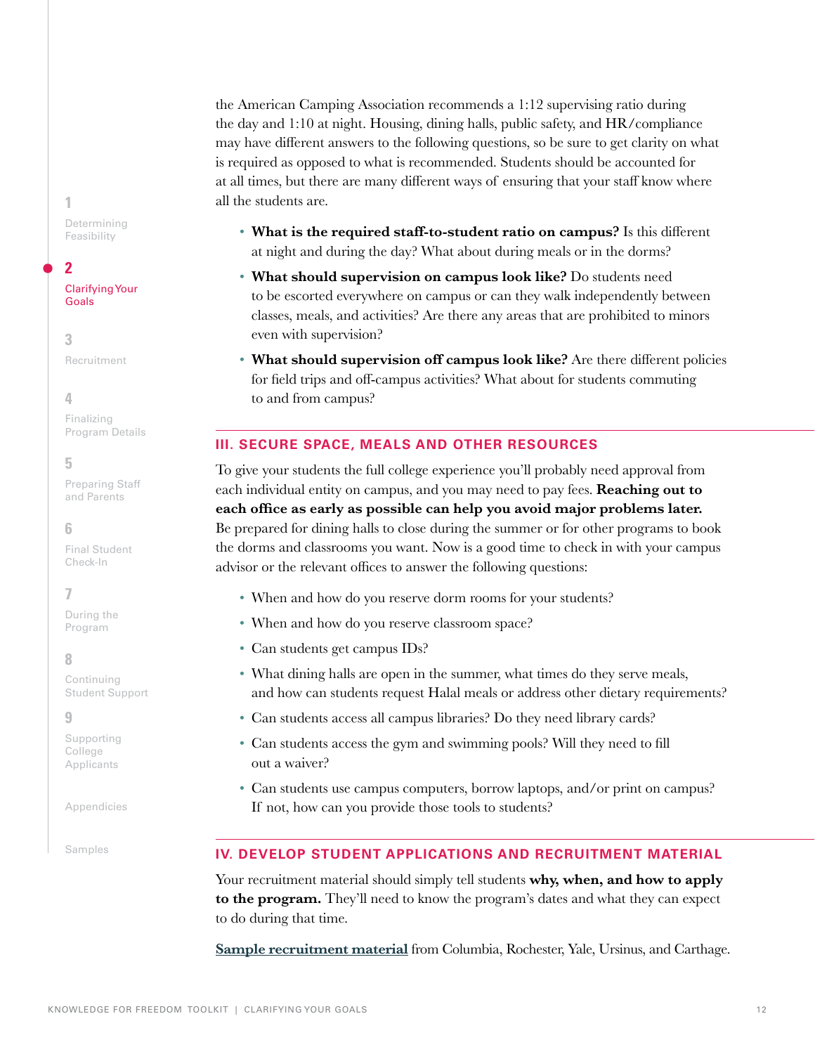the American Camping Association recommends a 1:12 supervising ratio during the day and 1:10 at night. Housing, dining halls, public safety, and HR/compliance may have different answers to the following questions, so be sure to get clarity on what is required as opposed to what is recommended. Students should be accounted for at all times, but there are many different ways of ensuring that your staff know where all the students are.

- **What is the required staff-to-student ratio on campus?** Is this different at night and during the day? What about during meals or in the dorms?
- **What should supervision on campus look like?** Do students need to be escorted everywhere on campus or can they walk independently between classes, meals, and activities? Are there any areas that are prohibited to minors even with supervision?
- **What should supervision off campus look like?** Are there different policies for field trips and off-campus activities? What about for students commuting to and from campus?

### III. SECURE SPACE, MEALS AND OTHER RESOURCES

To give your students the full college experience you'll probably need approval from each individual entity on campus, and you may need to pay fees. **Reaching out to each office as early as possible can help you avoid major problems later.** Be prepared for dining halls to close during the summer or for other programs to book the dorms and classrooms you want. Now is a good time to check in with your campus advisor or the relevant offices to answer the following questions:

- When and how do you reserve dorm rooms for your students?
- When and how do you reserve classroom space?
- Can students get campus IDs?
- What dining halls are open in the summer, what times do they serve meals, and how can students request Halal meals or address other dietary requirements?
- Can students access all campus libraries? Do they need library cards?
- Can students access the gym and swimming pools? Will they need to fill out a waiver?
- Can students use campus computers, borrow laptops, and/or print on campus? If not, how can you provide those tools to students?

### IV. DEVELOP STUDENT APPLICATIONS AND RECRUITMENT MATERIAL

Your recruitment material should simply tell students **why, when, and how to apply to the program.** They'll need to know the program's dates and what they can expect to do during that time.

**Sample recruitment material** from Columbia, Rochester, Yale, Ursinus, and Carthage.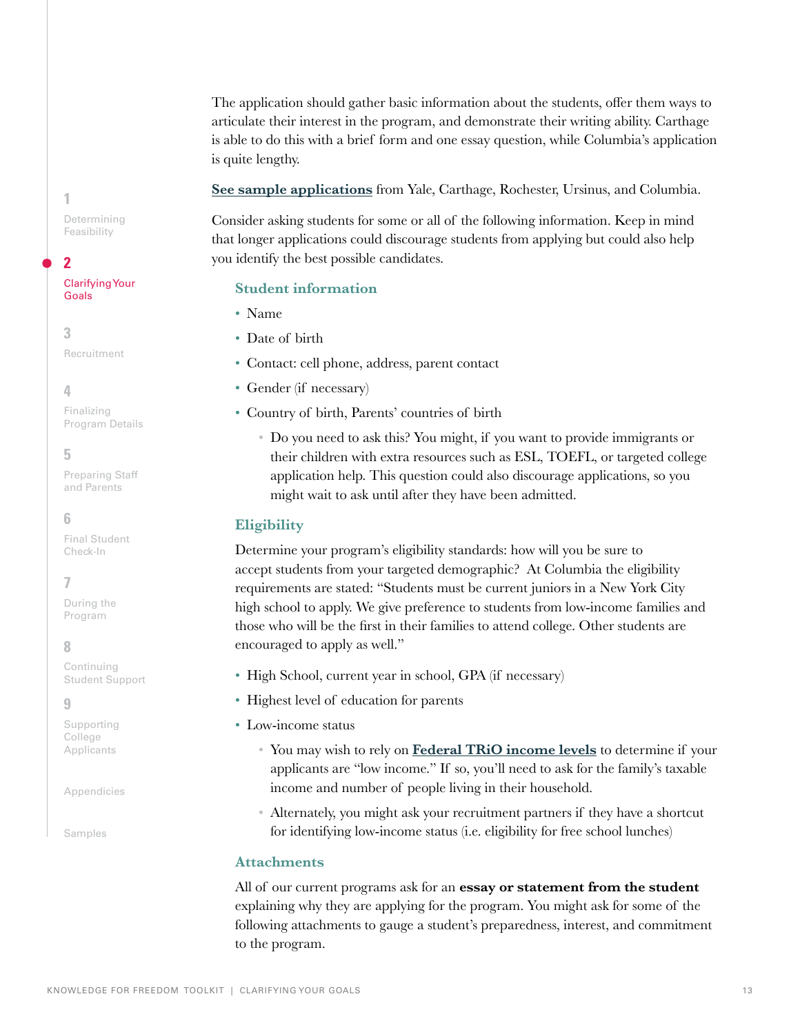The application should gather basic information about the students, offer them ways to articulate their interest in the program, and demonstrate their writing ability. Carthage is able to do this with a brief form and one essay question, while Columbia's application is quite lengthy.

**See sample applications** from Yale, Carthage, Rochester, Ursinus, and Columbia.

Consider asking students for some or all of the following information. Keep in mind that longer applications could discourage students from applying but could also help you identify the best possible candidates.

### Student information

- Name
- Date of birth
- Contact: cell phone, address, parent contact
- Gender (if necessary)
- Country of birth, Parents' countries of birth
  - Do you need to ask this? You might, if you want to provide immigrants or their children with extra resources such as ESL, TOEFL, or targeted college application help. This question could also discourage applications, so you might wait to ask until after they have been admitted.

### Eligibility

Determine your program's eligibility standards: how will you be sure to accept students from your targeted demographic? At Columbia the eligibility requirements are stated: "Students must be current juniors in a New York City high school to apply. We give preference to students from low-income families and those who will be the first in their families to attend college. Other students are encouraged to apply as well."

- High School, current year in school, GPA (if necessary)
- Highest level of education for parents
- Low-income status
  - You may wish to rely on **Federal TRiO income levels** to determine if your applicants are "low income." If so, you'll need to ask for the family's taxable income and number of people living in their household.
  - Alternately, you might ask your recruitment partners if they have a shortcut for identifying low-income status (i.e. eligibility for free school lunches)

### Attachments

All of our current programs ask for an **essay or statement from the student** explaining why they are applying for the program. You might ask for some of the following attachments to gauge a student's preparedness, interest, and commitment to the program.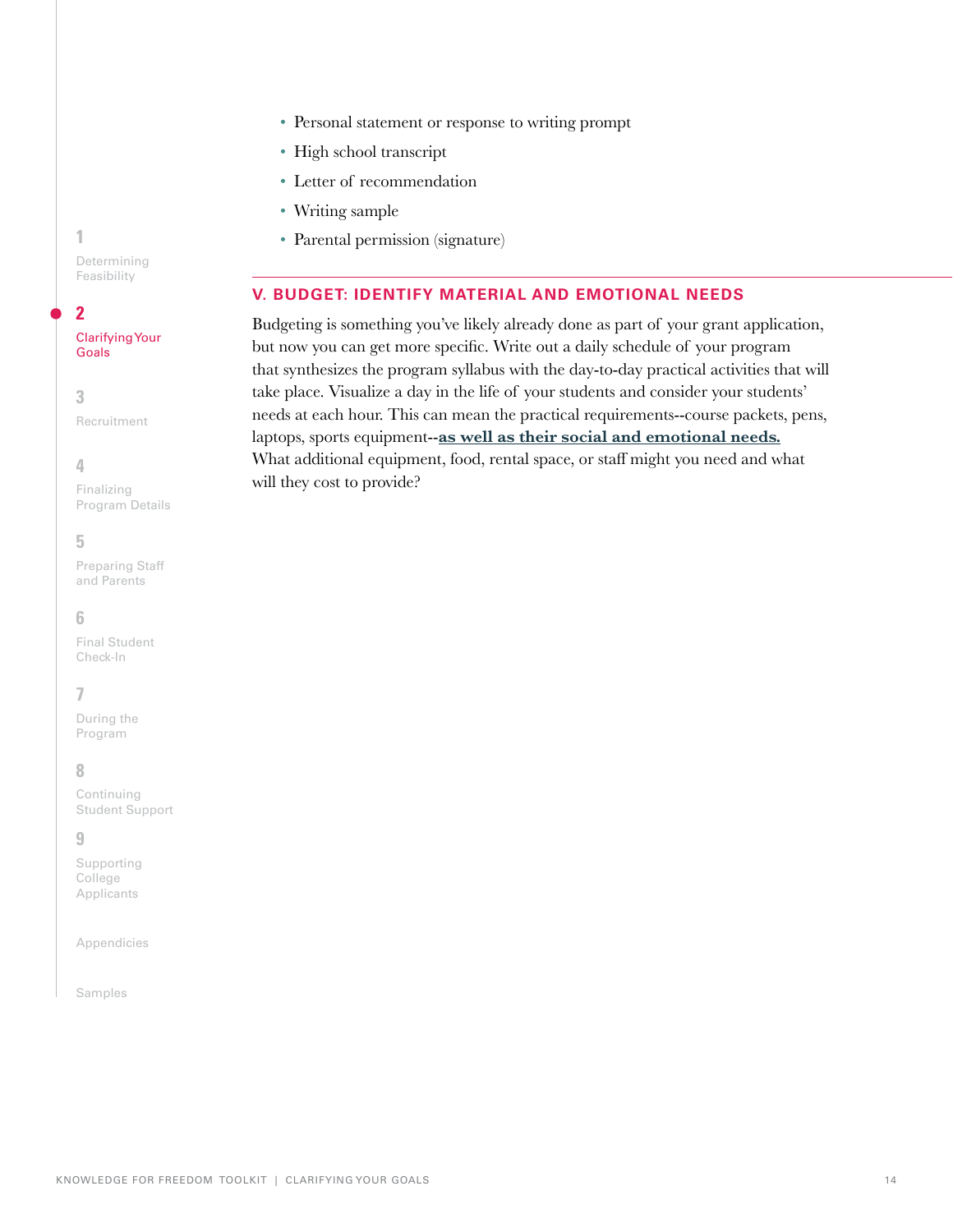- Personal statement or response to writing prompt
- High school transcript
- Letter of recommendation
- Writing sample
- Parental permission (signature)

## V. BUDGET: IDENTIFY MATERIAL AND EMOTIONAL NEEDS

Budgeting is something you've likely already done as part of your grant application, but now you can get more specific. Write out a daily schedule of your program that synthesizes the program syllabus with the day-to-day practical activities that will take place. Visualize a day in the life of your students and consider your students' needs at each hour. This can mean the practical requirements--course packets, pens, laptops, sports equipment--**as well as their social and emotional needs.** What additional equipment, food, rental space, or staff might you need and what will they cost to provide?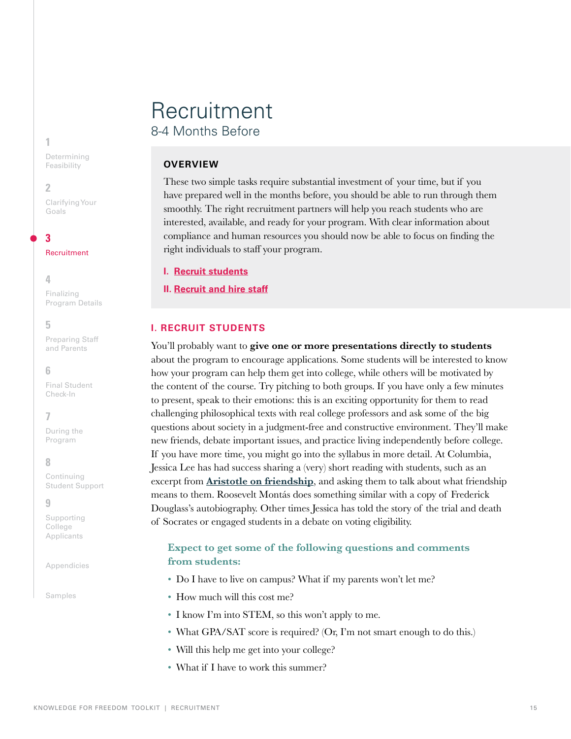# Recruitment

## 8-4 Months Before

### OVERVIEW

These two simple tasks require substantial investment of your time, but if you have prepared well in the months before, you should be able to run through them smoothly. The right recruitment partners will help you reach students who are interested, available, and ready for your program. With clear information about compliance and human resources you should now be able to focus on finding the right individuals to staff your program.

I. **Recruit students**

II. **Recruit and hire staff**

### I. RECRUIT STUDENTS

You'll probably want to **give one or more presentations directly to students** about the program to encourage applications. Some students will be interested to know how your program can help them get into college, while others will be motivated by the content of the course. Try pitching to both groups. If you have only a few minutes to present, speak to their emotions: this is an exciting opportunity for them to read challenging philosophical texts with real college professors and ask some of the big questions about society in a judgment-free and constructive environment. They'll make new friends, debate important issues, and practice living independently before college. If you have more time, you might go into the syllabus in more detail. At Columbia, Jessica Lee has had success sharing a (very) short reading with students, such as an excerpt from **Aristotle on friendship**, and asking them to talk about what friendship means to them. Roosevelt Montás does something similar with a copy of Frederick Douglass's autobiography. Other times Jessica has told the story of the trial and death of Socrates or engaged students in a debate on voting eligibility.

**Expect to get some of the following questions and comments from students:**

- Do I have to live on campus? What if my parents won't let me?
- How much will this cost me?
- I know I'm into STEM, so this won't apply to me.
- What GPA/SAT score is required? (Or, I'm not smart enough to do this.)
- Will this help me get into your college?
- What if I have to work this summer?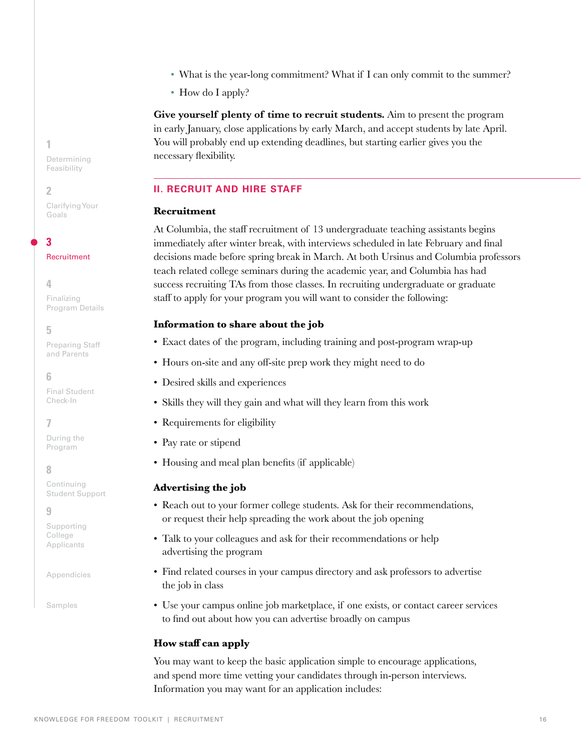- What is the year-long commitment? What if I can only commit to the summer?
- How do I apply?

**Give yourself plenty of time to recruit students.** Aim to present the program in early January, close applications by early March, and accept students by late April. You will probably end up extending deadlines, but starting earlier gives you the necessary flexibility.

## II. RECRUIT AND HIRE STAFF

### Recruitment

At Columbia, the staff recruitment of 13 undergraduate teaching assistants begins immediately after winter break, with interviews scheduled in late February and final decisions made before spring break in March. At both Ursinus and Columbia professors teach related college seminars during the academic year, and Columbia has had success recruiting TAs from those classes. In recruiting undergraduate or graduate staff to apply for your program you will want to consider the following:

### Information to share about the job

- Exact dates of the program, including training and post-program wrap-up
- Hours on-site and any off-site prep work they might need to do
- Desired skills and experiences
- Skills they will they gain and what will they learn from this work
- Requirements for eligibility
- Pay rate or stipend
- Housing and meal plan benefits (if applicable)

### Advertising the job

- Reach out to your former college students. Ask for their recommendations, or request their help spreading the work about the job opening
- Talk to your colleagues and ask for their recommendations or help advertising the program
- Find related courses in your campus directory and ask professors to advertise the job in class
- Use your campus online job marketplace, if one exists, or contact career services to find out about how you can advertise broadly on campus

### How staff can apply

You may want to keep the basic application simple to encourage applications, and spend more time vetting your candidates through in-person interviews. Information you may want for an application includes: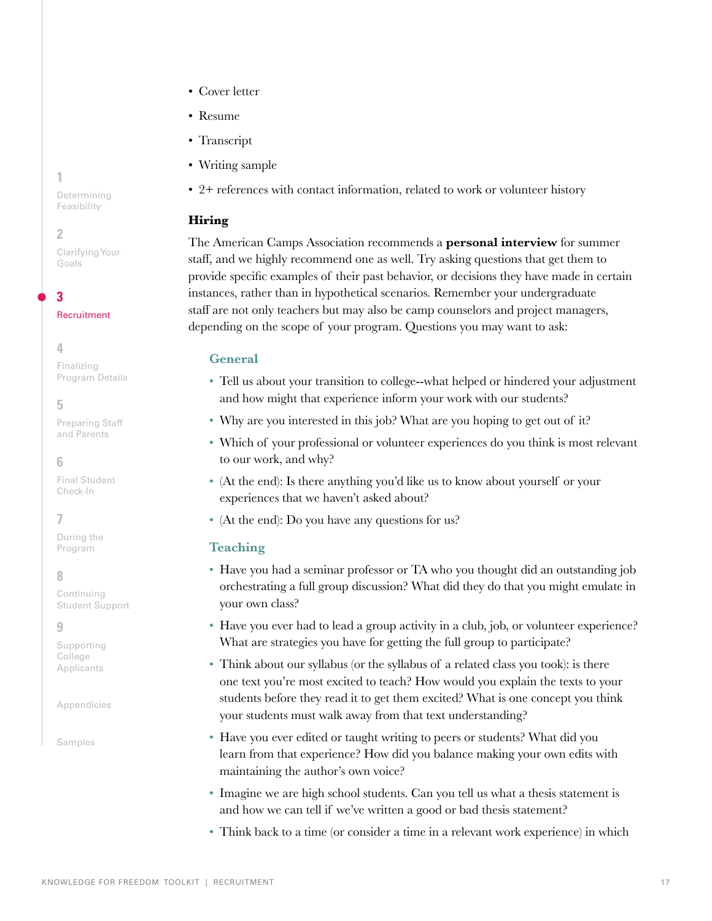- Cover letter
- Resume
- Transcript
- Writing sample
- 2+ references with contact information, related to work or volunteer history

### Hiring

The American Camps Association recommends a **personal interview** for summer staff, and we highly recommend one as well. Try asking questions that get them to provide specific examples of their past behavior, or decisions they have made in certain instances, rather than in hypothetical scenarios. Remember your undergraduate staff are not only teachers but may also be camp counselors and project managers, depending on the scope of your program. Questions you may want to ask:

#### General

- Tell us about your transition to college--what helped or hindered your adjustment and how might that experience inform your work with our students?
- Why are you interested in this job? What are you hoping to get out of it?
- Which of your professional or volunteer experiences do you think is most relevant to our work, and why?
- (At the end): Is there anything you'd like us to know about yourself or your experiences that we haven't asked about?
- (At the end): Do you have any questions for us?

#### Teaching

- Have you had a seminar professor or TA who you thought did an outstanding job orchestrating a full group discussion? What did they do that you might emulate in your own class?
- Have you ever had to lead a group activity in a club, job, or volunteer experience? What are strategies you have for getting the full group to participate?
- Think about our syllabus (or the syllabus of a related class you took): is there one text you're most excited to teach? How would you explain the texts to your students before they read it to get them excited? What is one concept you think your students must walk away from that text understanding?
- Have you ever edited or taught writing to peers or students? What did you learn from that experience? How did you balance making your own edits with maintaining the author's own voice?
- Imagine we are high school students. Can you tell us what a thesis statement is and how we can tell if we've written a good or bad thesis statement?
- Think back to a time (or consider a time in a relevant work experience) in which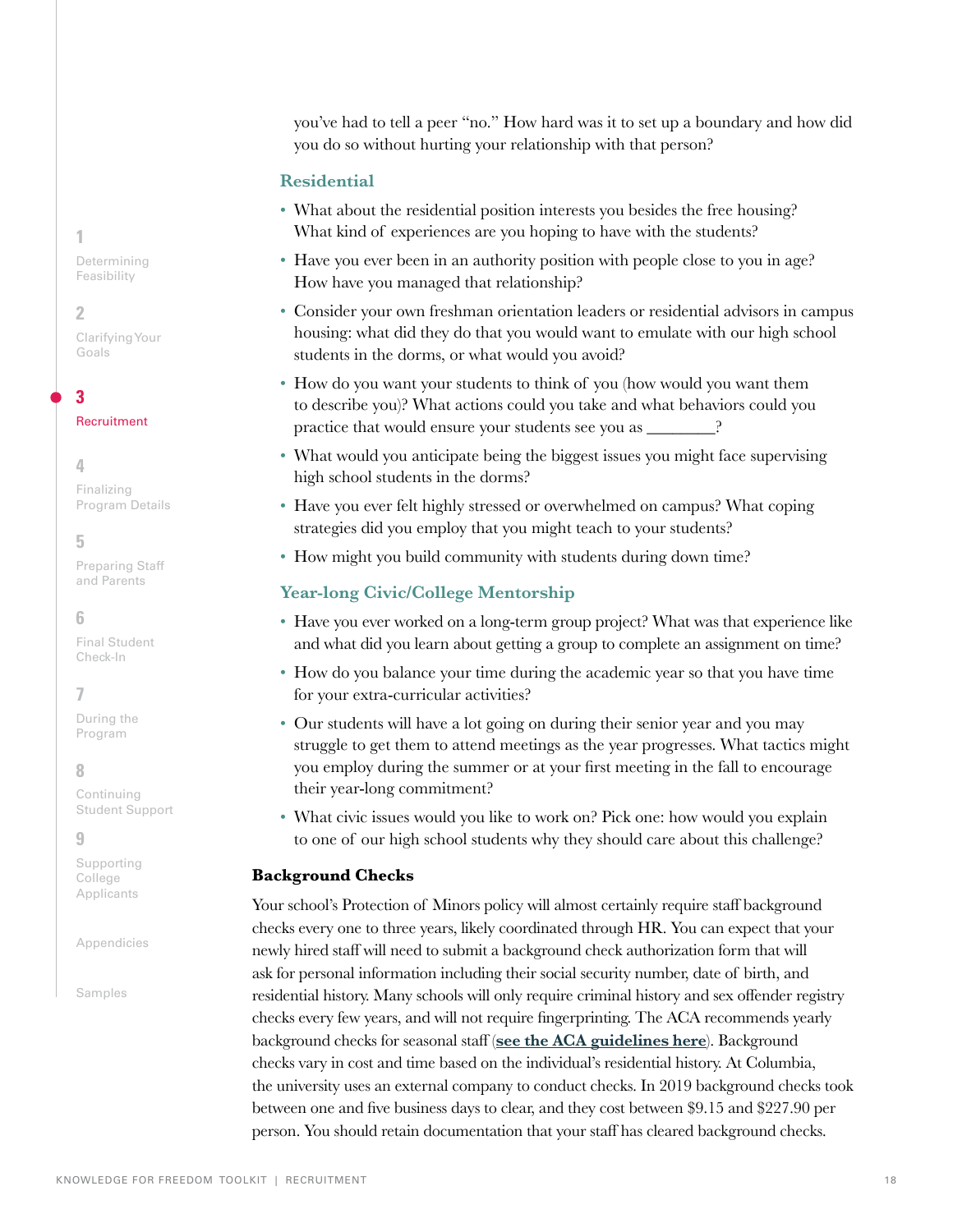you've had to tell a peer "no." How hard was it to set up a boundary and how did you do so without hurting your relationship with that person?

### Residential

- What about the residential position interests you besides the free housing? What kind of experiences are you hoping to have with the students?
- Have you ever been in an authority position with people close to you in age? How have you managed that relationship?
- Consider your own freshman orientation leaders or residential advisors in campus housing: what did they do that you would want to emulate with our high school students in the dorms, or what would you avoid?
- How do you want your students to think of you (how would you want them to describe you)? What actions could you take and what behaviors could you practice that would ensure your students see you as ________?
- What would you anticipate being the biggest issues you might face supervising high school students in the dorms?
- Have you ever felt highly stressed or overwhelmed on campus? What coping strategies did you employ that you might teach to your students?
- How might you build community with students during down time?

### Year-long Civic/College Mentorship

- Have you ever worked on a long-term group project? What was that experience like and what did you learn about getting a group to complete an assignment on time?
- How do you balance your time during the academic year so that you have time for your extra-curricular activities?
- Our students will have a lot going on during their senior year and you may struggle to get them to attend meetings as the year progresses. What tactics might you employ during the summer or at your first meeting in the fall to encourage their year-long commitment?
- What civic issues would you like to work on? Pick one: how would you explain to one of our high school students why they should care about this challenge?

**Background Checks**

Your school's Protection of Minors policy will almost certainly require staff background checks every one to three years, likely coordinated through HR. You can expect that your newly hired staff will need to submit a background check authorization form that will ask for personal information including their social security number, date of birth, and residential history. Many schools will only require criminal history and sex offender registry checks every few years, and will not require fingerprinting. The ACA recommends yearly background checks for seasonal staff (**see the ACA guidelines here**). Background checks vary in cost and time based on the individual's residential history. At Columbia, the university uses an external company to conduct checks. In 2019 background checks took between one and five business days to clear, and they cost between \$9.15 and \$227.90 per person. You should retain documentation that your staff has cleared background checks.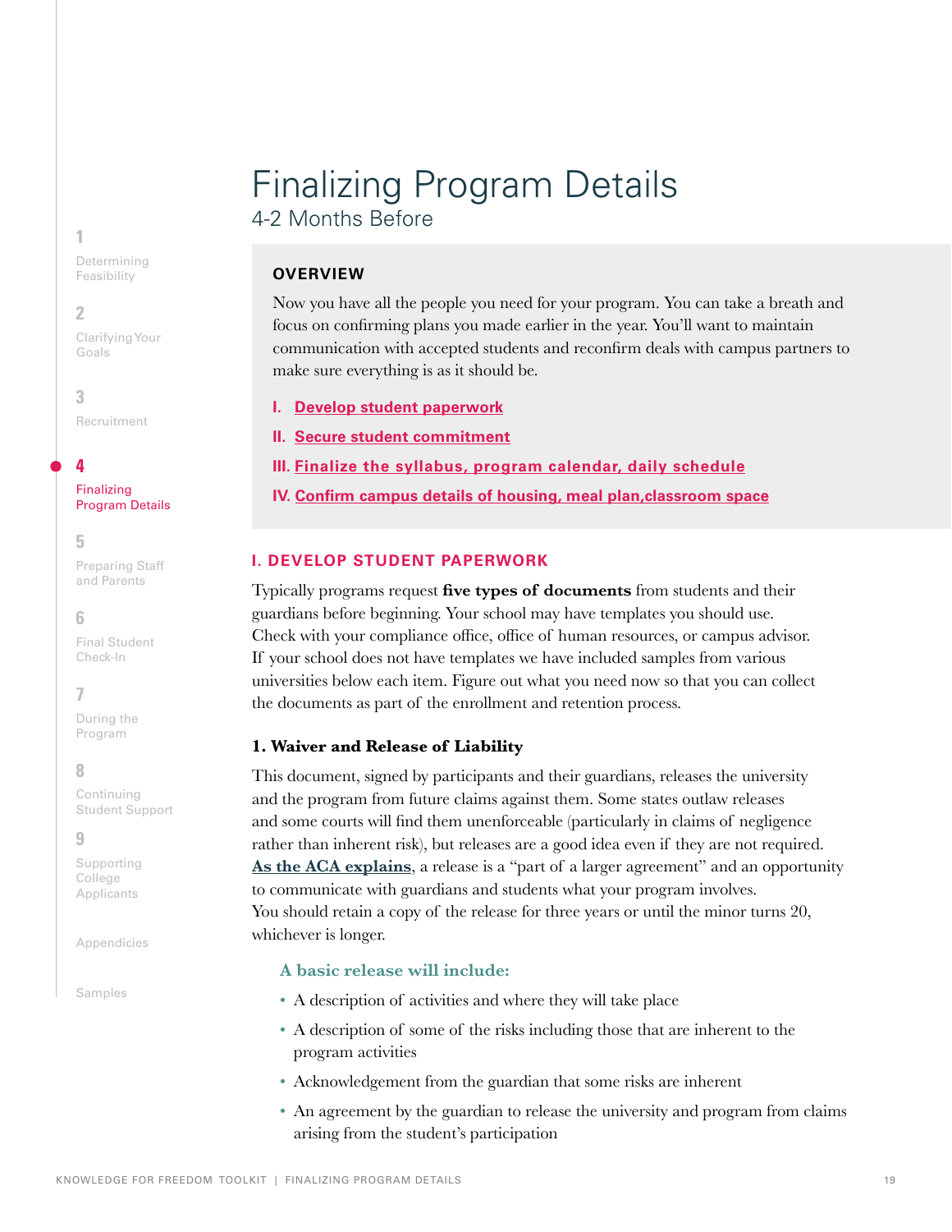# Finalizing Program Details

## 4-2 Months Before

### OVERVIEW

Now you have all the people you need for your program. You can take a breath and focus on confirming plans you made earlier in the year. You'll want to maintain communication with accepted students and reconfirm deals with campus partners to make sure everything is as it should be.

I. **Develop student paperwork**
II. **Secure student commitment**
III. **Finalize the syllabus, program calendar, daily schedule**
IV. **Confirm campus details of housing, meal plan,classroom space**

### I. DEVELOP STUDENT PAPERWORK

Typically programs request **five types of documents** from students and their guardians before beginning. Your school may have templates you should use. Check with your compliance office, office of human resources, or campus advisor. If your school does not have templates we have included samples from various universities below each item. Figure out what you need now so that you can collect the documents as part of the enrollment and retention process.

#### 1. Waiver and Release of Liability

This document, signed by participants and their guardians, releases the university and the program from future claims against them. Some states outlaw releases and some courts will find them unenforceable (particularly in claims of negligence rather than inherent risk), but releases are a good idea even if they are not required. **As the ACA explains**, a release is a "part of a larger agreement" and an opportunity to communicate with guardians and students what your program involves. You should retain a copy of the release for three years or until the minor turns 20, whichever is longer.

**A basic release will include:**

- A description of activities and where they will take place
- A description of some of the risks including those that are inherent to the program activities
- Acknowledgement from the guardian that some risks are inherent
- An agreement by the guardian to release the university and program from claims arising from the student's participation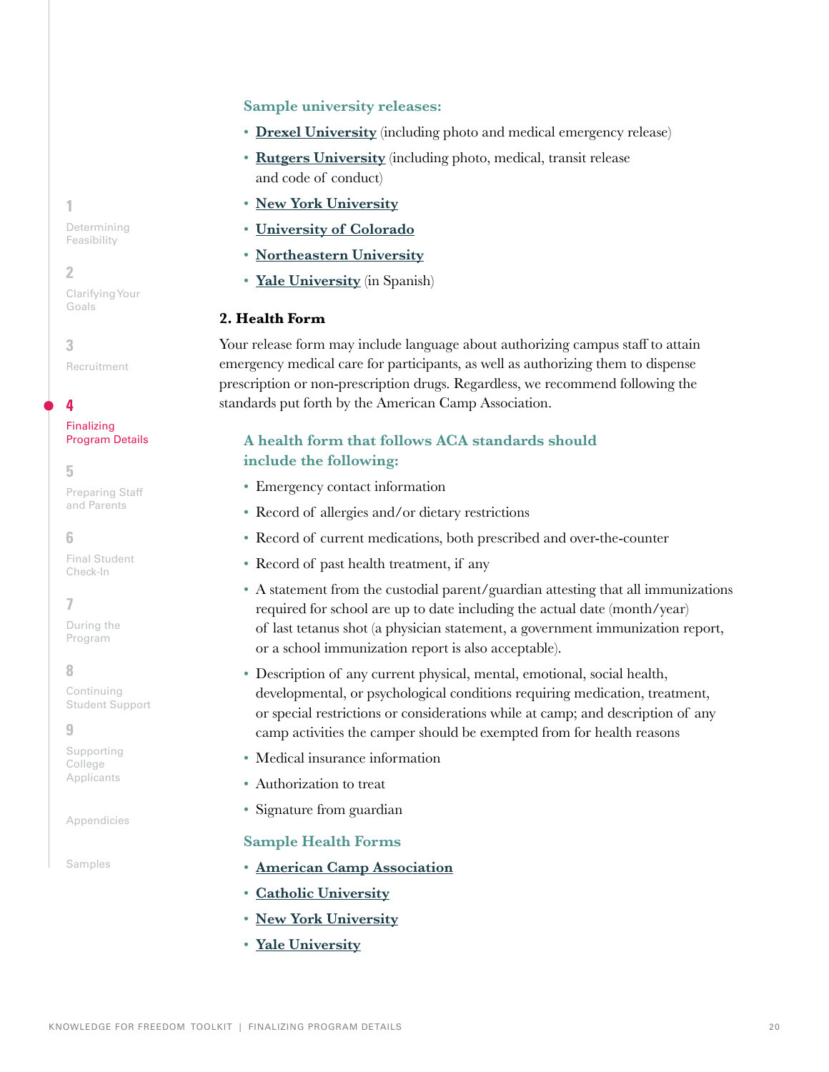### Sample university releases:

- **Drexel University** (including photo and medical emergency release)
- **Rutgers University** (including photo, medical, transit release and code of conduct)
- **New York University**
- **University of Colorado**
- **Northeastern University**
- **Yale University** (in Spanish)

## 2. Health Form

Your release form may include language about authorizing campus staff to attain emergency medical care for participants, as well as authorizing them to dispense prescription or non-prescription drugs. Regardless, we recommend following the standards put forth by the American Camp Association.

### A health form that follows ACA standards should include the following:

- Emergency contact information
- Record of allergies and/or dietary restrictions
- Record of current medications, both prescribed and over-the-counter
- Record of past health treatment, if any
- A statement from the custodial parent/guardian attesting that all immunizations required for school are up to date including the actual date (month/year) of last tetanus shot (a physician statement, a government immunization report, or a school immunization report is also acceptable).
- Description of any current physical, mental, emotional, social health, developmental, or psychological conditions requiring medication, treatment, or special restrictions or considerations while at camp; and description of any camp activities the camper should be exempted from for health reasons
- Medical insurance information
- Authorization to treat
- Signature from guardian

### Sample Health Forms

- **American Camp Association**
- **Catholic University**
- **New York University**
- **Yale University**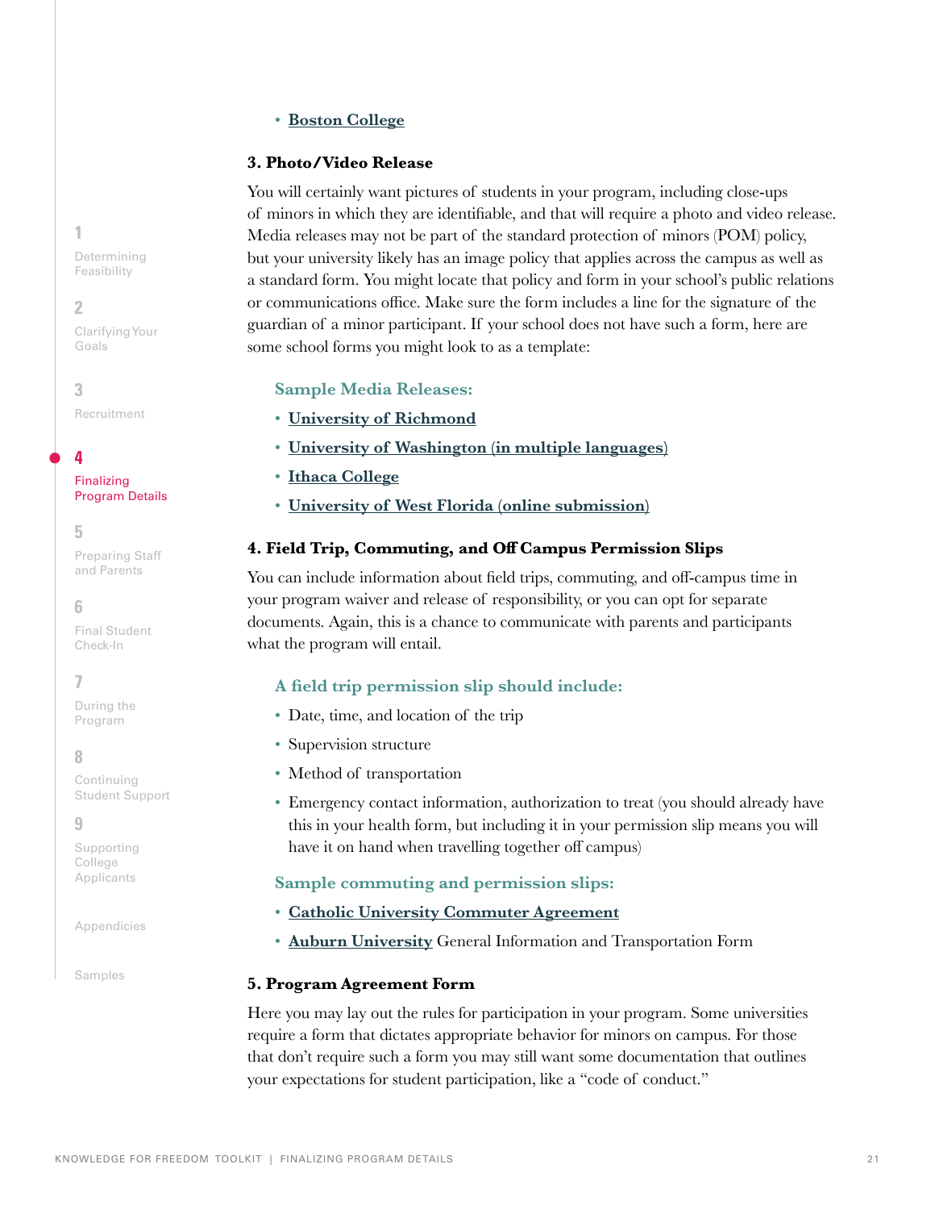- **Boston College**

### 3. Photo/Video Release

You will certainly want pictures of students in your program, including close-ups of minors in which they are identifiable, and that will require a photo and video release. Media releases may not be part of the standard protection of minors (POM) policy, but your university likely has an image policy that applies across the campus as well as a standard form. You might locate that policy and form in your school's public relations or communications office. Make sure the form includes a line for the signature of the guardian of a minor participant. If your school does not have such a form, here are some school forms you might look to as a template:

**Sample Media Releases:**

- **University of Richmond**
- **University of Washington (in multiple languages)**
- **Ithaca College**
- **University of West Florida (online submission)**

### 4. Field Trip, Commuting, and Off Campus Permission Slips

You can include information about field trips, commuting, and off-campus time in your program waiver and release of responsibility, or you can opt for separate documents. Again, this is a chance to communicate with parents and participants what the program will entail.

**A field trip permission slip should include:**

- Date, time, and location of the trip
- Supervision structure
- Method of transportation
- Emergency contact information, authorization to treat (you should already have this in your health form, but including it in your permission slip means you will have it on hand when travelling together off campus)

**Sample commuting and permission slips:**

- **Catholic University Commuter Agreement**
- **Auburn University** General Information and Transportation Form

### 5. Program Agreement Form

Here you may lay out the rules for participation in your program. Some universities require a form that dictates appropriate behavior for minors on campus. For those that don't require such a form you may still want some documentation that outlines your expectations for student participation, like a "code of conduct."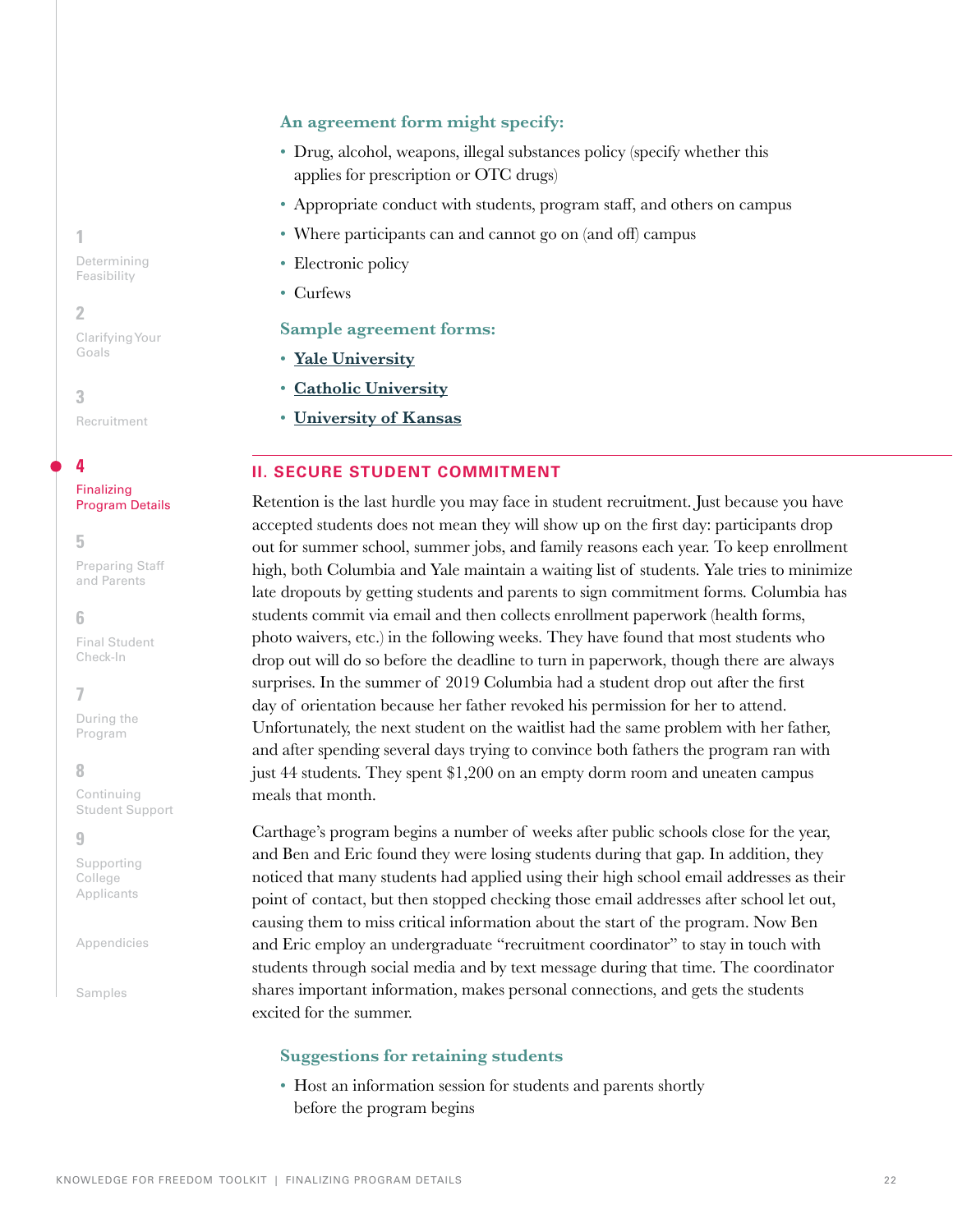### An agreement form might specify:

- Drug, alcohol, weapons, illegal substances policy (specify whether this applies for prescription or OTC drugs)
- Appropriate conduct with students, program staff, and others on campus
- Where participants can and cannot go on (and off) campus
- Electronic policy
- Curfews

### Sample agreement forms:

- **Yale University**
- **Catholic University**
- **University of Kansas**

## II. SECURE STUDENT COMMITMENT

Retention is the last hurdle you may face in student recruitment. Just because you have accepted students does not mean they will show up on the first day: participants drop out for summer school, summer jobs, and family reasons each year. To keep enrollment high, both Columbia and Yale maintain a waiting list of students. Yale tries to minimize late dropouts by getting students and parents to sign commitment forms. Columbia has students commit via email and then collects enrollment paperwork (health forms, photo waivers, etc.) in the following weeks. They have found that most students who drop out will do so before the deadline to turn in paperwork, though there are always surprises. In the summer of 2019 Columbia had a student drop out after the first day of orientation because her father revoked his permission for her to attend. Unfortunately, the next student on the waitlist had the same problem with her father, and after spending several days trying to convince both fathers the program ran with just 44 students. They spent $1,200 on an empty dorm room and uneaten campus meals that month.

Carthage's program begins a number of weeks after public schools close for the year, and Ben and Eric found they were losing students during that gap. In addition, they noticed that many students had applied using their high school email addresses as their point of contact, but then stopped checking those email addresses after school let out, causing them to miss critical information about the start of the program. Now Ben and Eric employ an undergraduate "recruitment coordinator" to stay in touch with students through social media and by text message during that time. The coordinator shares important information, makes personal connections, and gets the students excited for the summer.

### Suggestions for retaining students

- Host an information session for students and parents shortly before the program begins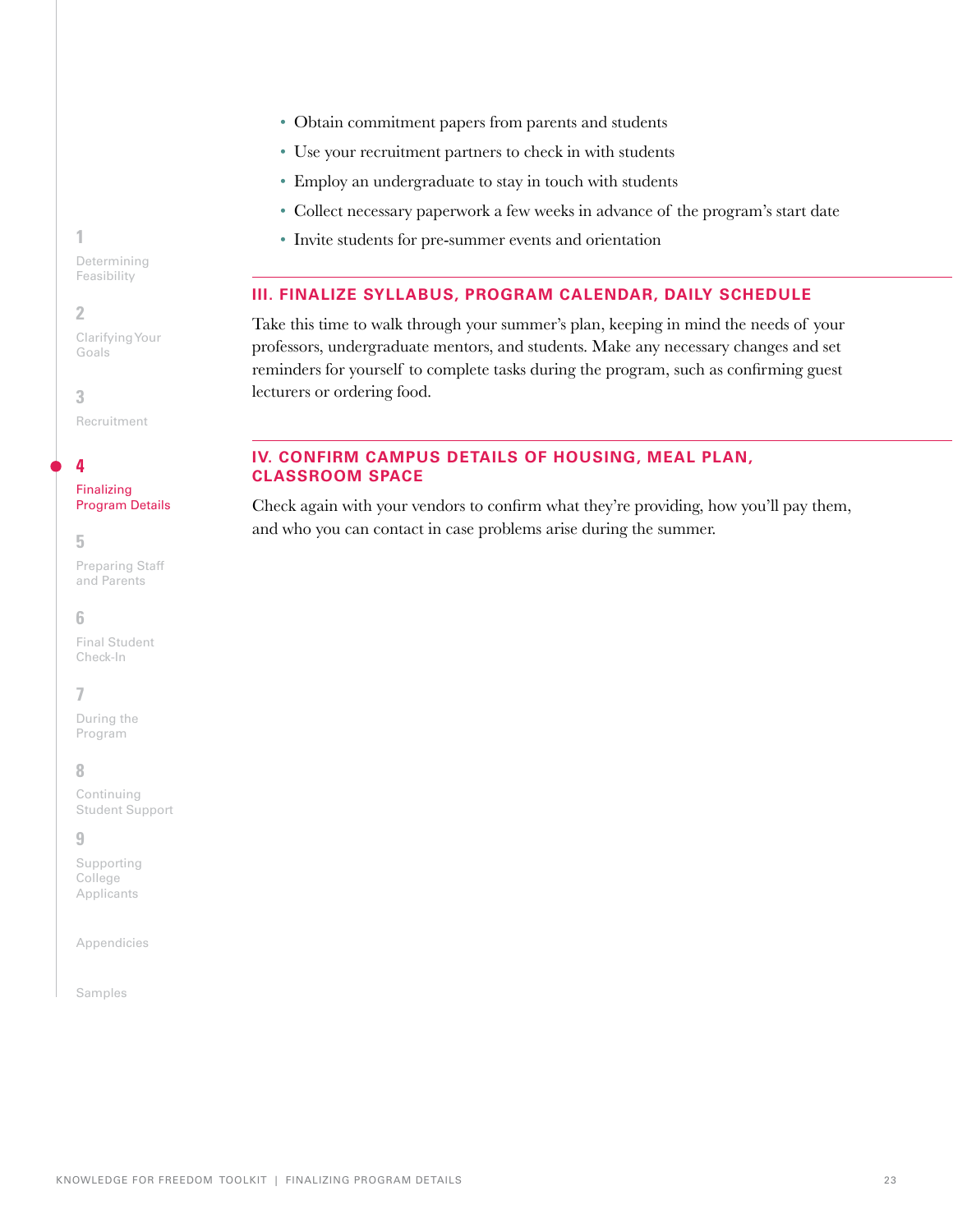- Obtain commitment papers from parents and students
- Use your recruitment partners to check in with students
- Employ an undergraduate to stay in touch with students
- Collect necessary paperwork a few weeks in advance of the program's start date
- Invite students for pre-summer events and orientation

## III. FINALIZE SYLLABUS, PROGRAM CALENDAR, DAILY SCHEDULE

Take this time to walk through your summer's plan, keeping in mind the needs of your professors, undergraduate mentors, and students. Make any necessary changes and set reminders for yourself to complete tasks during the program, such as confirming guest lecturers or ordering food.

## IV. CONFIRM CAMPUS DETAILS OF HOUSING, MEAL PLAN, CLASSROOM SPACE

Check again with your vendors to confirm what they're providing, how you'll pay them, and who you can contact in case problems arise during the summer.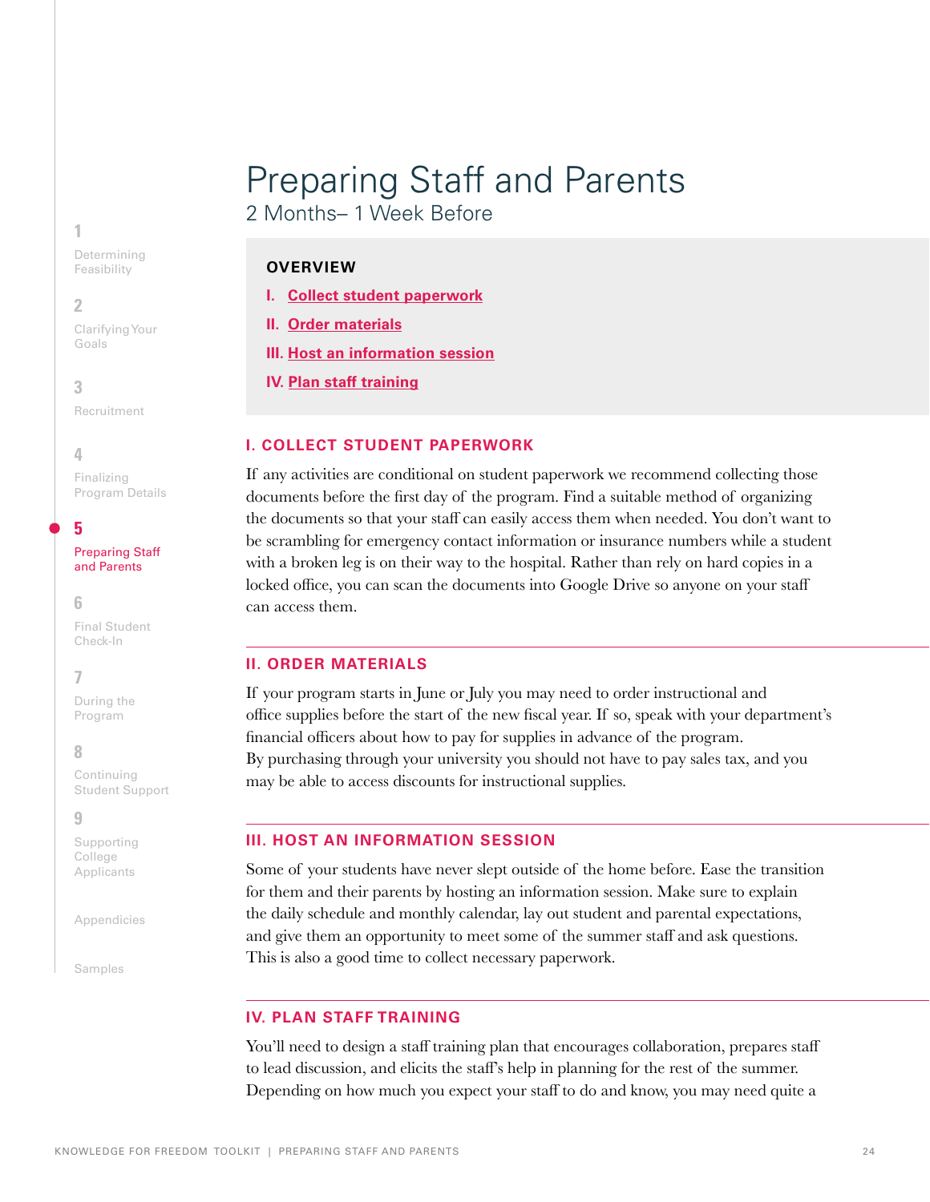# Preparing Staff and Parents

2 Months– 1 Week Before

**OVERVIEW**

I. Collect student paperwork

II. Order materials

III. Host an information session

IV. Plan staff training

## I. COLLECT STUDENT PAPERWORK

If any activities are conditional on student paperwork we recommend collecting those documents before the first day of the program. Find a suitable method of organizing the documents so that your staff can easily access them when needed. You don't want to be scrambling for emergency contact information or insurance numbers while a student with a broken leg is on their way to the hospital. Rather than rely on hard copies in a locked office, you can scan the documents into Google Drive so anyone on your staff can access them.

## II. ORDER MATERIALS

If your program starts in June or July you may need to order instructional and office supplies before the start of the new fiscal year. If so, speak with your department's financial officers about how to pay for supplies in advance of the program. By purchasing through your university you should not have to pay sales tax, and you may be able to access discounts for instructional supplies.

## III. HOST AN INFORMATION SESSION

Some of your students have never slept outside of the home before. Ease the transition for them and their parents by hosting an information session. Make sure to explain the daily schedule and monthly calendar, lay out student and parental expectations, and give them an opportunity to meet some of the summer staff and ask questions. This is also a good time to collect necessary paperwork.

## IV. PLAN STAFF TRAINING

You'll need to design a staff training plan that encourages collaboration, prepares staff to lead discussion, and elicits the staff's help in planning for the rest of the summer. Depending on how much you expect your staff to do and know, you may need quite a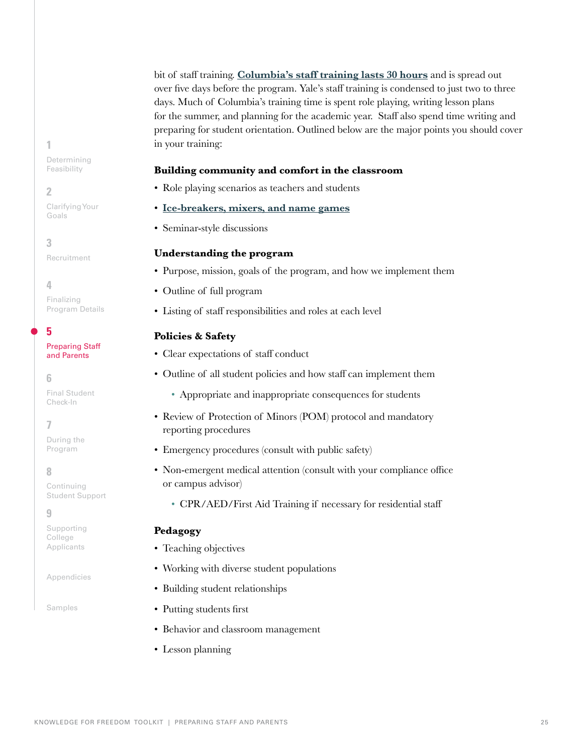bit of staff training. **[Columbia's staff training lasts 30 hours]** and is spread out over five days before the program. Yale's staff training is condensed to just two to three days. Much of Columbia's training time is spent role playing, writing lesson plans for the summer, and planning for the academic year. Staff also spend time writing and preparing for student orientation. Outlined below are the major points you should cover in your training:

**Building community and comfort in the classroom**

- Role playing scenarios as teachers and students
- **Ice-breakers, mixers, and name games**
- Seminar-style discussions

**Understanding the program**

- Purpose, mission, goals of the program, and how we implement them
- Outline of full program
- Listing of staff responsibilities and roles at each level

**Policies & Safety**

- Clear expectations of staff conduct
- Outline of all student policies and how staff can implement them
    - Appropriate and inappropriate consequences for students
- Review of Protection of Minors (POM) protocol and mandatory reporting procedures
- Emergency procedures (consult with public safety)
- Non-emergent medical attention (consult with your compliance office or campus advisor)
    - CPR/AED/First Aid Training if necessary for residential staff

**Pedagogy**

- Teaching objectives
- Working with diverse student populations
- Building student relationships
- Putting students first
- Behavior and classroom management
- Lesson planning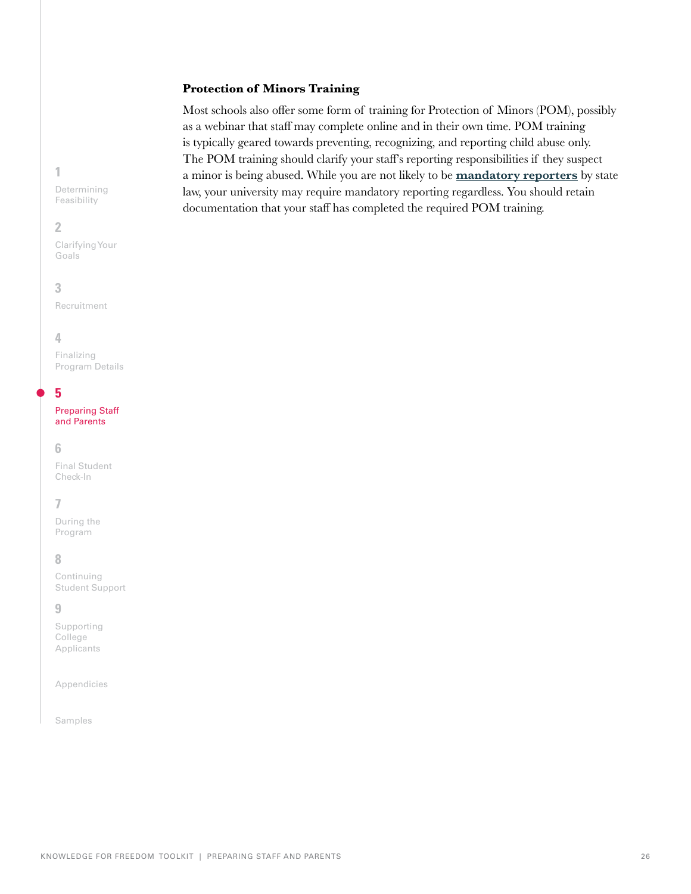### Protection of Minors Training

Most schools also offer some form of training for Protection of Minors (POM), possibly as a webinar that staff may complete online and in their own time. POM training is typically geared towards preventing, recognizing, and reporting child abuse only. The POM training should clarify your staff's reporting responsibilities if they suspect a minor is being abused. While you are not likely to be **mandatory reporters** by state law, your university may require mandatory reporting regardless. You should retain documentation that your staff has completed the required POM training.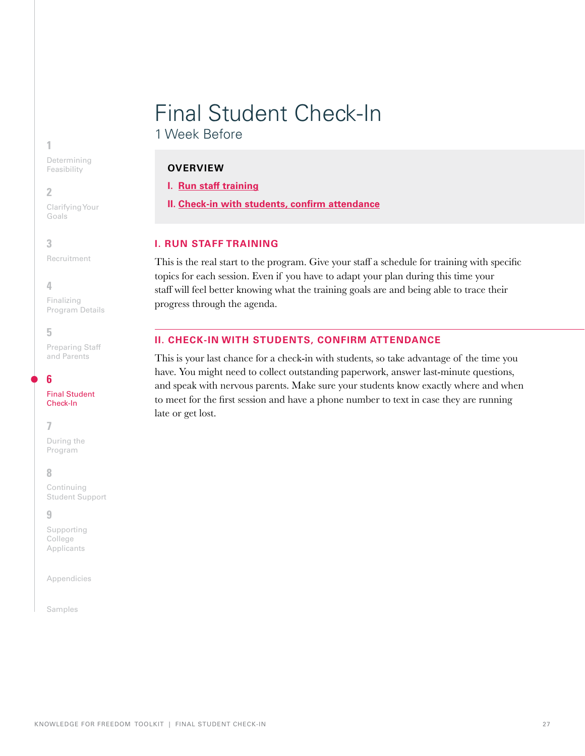# Final Student Check-In

## 1 Week Before

**OVERVIEW**

I. Run staff training

II. Check-in with students, confirm attendance

### I. RUN STAFF TRAINING

This is the real start to the program. Give your staff a schedule for training with specific topics for each session. Even if you have to adapt your plan during this time your staff will feel better knowing what the training goals are and being able to trace their progress through the agenda.

### II. CHECK-IN WITH STUDENTS, CONFIRM ATTENDANCE

This is your last chance for a check-in with students, so take advantage of the time you have. You might need to collect outstanding paperwork, answer last-minute questions, and speak with nervous parents. Make sure your students know exactly where and when to meet for the first session and have a phone number to text in case they are running late or get lost.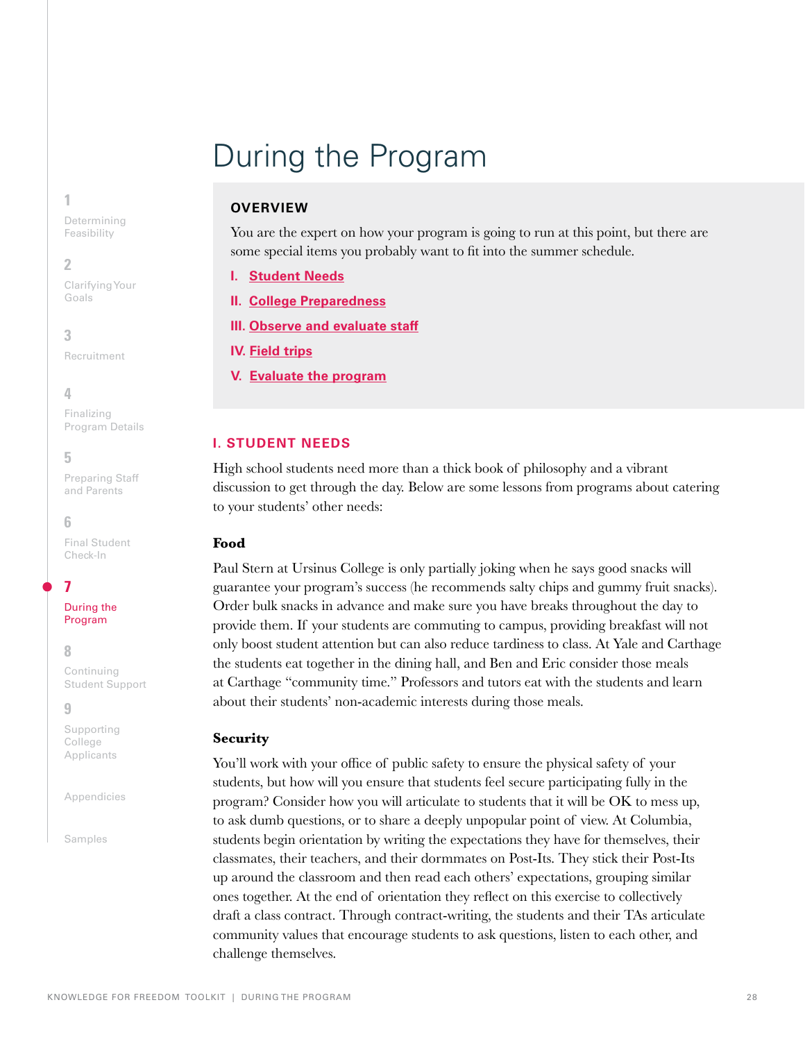# During the Program

**OVERVIEW**

You are the expert on how your program is going to run at this point, but there are some special items you probably want to fit into the summer schedule.

I. Student Needs
II. College Preparedness
III. Observe and evaluate staff
IV. Field trips
V. Evaluate the program

## I. STUDENT NEEDS

High school students need more than a thick book of philosophy and a vibrant discussion to get through the day. Below are some lessons from programs about catering to your students' other needs:

### Food

Paul Stern at Ursinus College is only partially joking when he says good snacks will guarantee your program's success (he recommends salty chips and gummy fruit snacks). Order bulk snacks in advance and make sure you have breaks throughout the day to provide them. If your students are commuting to campus, providing breakfast will not only boost student attention but can also reduce tardiness to class. At Yale and Carthage the students eat together in the dining hall, and Ben and Eric consider those meals at Carthage "community time." Professors and tutors eat with the students and learn about their students' non-academic interests during those meals.

### Security

You'll work with your office of public safety to ensure the physical safety of your students, but how will you ensure that students feel secure participating fully in the program? Consider how you will articulate to students that it will be OK to mess up, to ask dumb questions, or to share a deeply unpopular point of view. At Columbia, students begin orientation by writing the expectations they have for themselves, their classmates, their teachers, and their dormmates on Post-Its. They stick their Post-Its up around the classroom and then read each others' expectations, grouping similar ones together. At the end of orientation they reflect on this exercise to collectively draft a class contract. Through contract-writing, the students and their TAs articulate community values that encourage students to ask questions, listen to each other, and challenge themselves.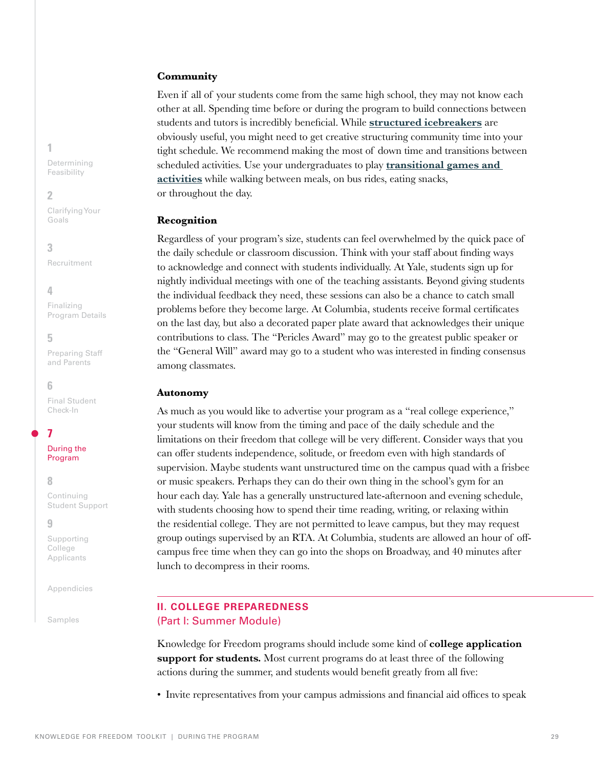### Community

Even if all of your students come from the same high school, they may not know each other at all. Spending time before or during the program to build connections between students and tutors is incredibly beneficial. While **structured icebreakers** are obviously useful, you might need to get creative structuring community time into your tight schedule. We recommend making the most of down time and transitions between scheduled activities. Use your undergraduates to play **transitional games and activities** while walking between meals, on bus rides, eating snacks, or throughout the day.

### Recognition

Regardless of your program's size, students can feel overwhelmed by the quick pace of the daily schedule or classroom discussion. Think with your staff about finding ways to acknowledge and connect with students individually. At Yale, students sign up for nightly individual meetings with one of the teaching assistants. Beyond giving students the individual feedback they need, these sessions can also be a chance to catch small problems before they become large. At Columbia, students receive formal certificates on the last day, but also a decorated paper plate award that acknowledges their unique contributions to class. The "Pericles Award" may go to the greatest public speaker or the "General Will" award may go to a student who was interested in finding consensus among classmates.

### Autonomy

As much as you would like to advertise your program as a "real college experience," your students will know from the timing and pace of the daily schedule and the limitations on their freedom that college will be very different. Consider ways that you can offer students independence, solitude, or freedom even with high standards of supervision. Maybe students want unstructured time on the campus quad with a frisbee or music speakers. Perhaps they can do their own thing in the school's gym for an hour each day. Yale has a generally unstructured late-afternoon and evening schedule, with students choosing how to spend their time reading, writing, or relaxing within the residential college. They are not permitted to leave campus, but they may request group outings supervised by an RTA. At Columbia, students are allowed an hour of off-campus free time when they can go into the shops on Broadway, and 40 minutes after lunch to decompress in their rooms.

## II. COLLEGE PREPAREDNESS
(Part I: Summer Module)

Knowledge for Freedom programs should include some kind of **college application support for students.** Most current programs do at least three of the following actions during the summer, and students would benefit greatly from all five:

- Invite representatives from your campus admissions and financial aid offices to speak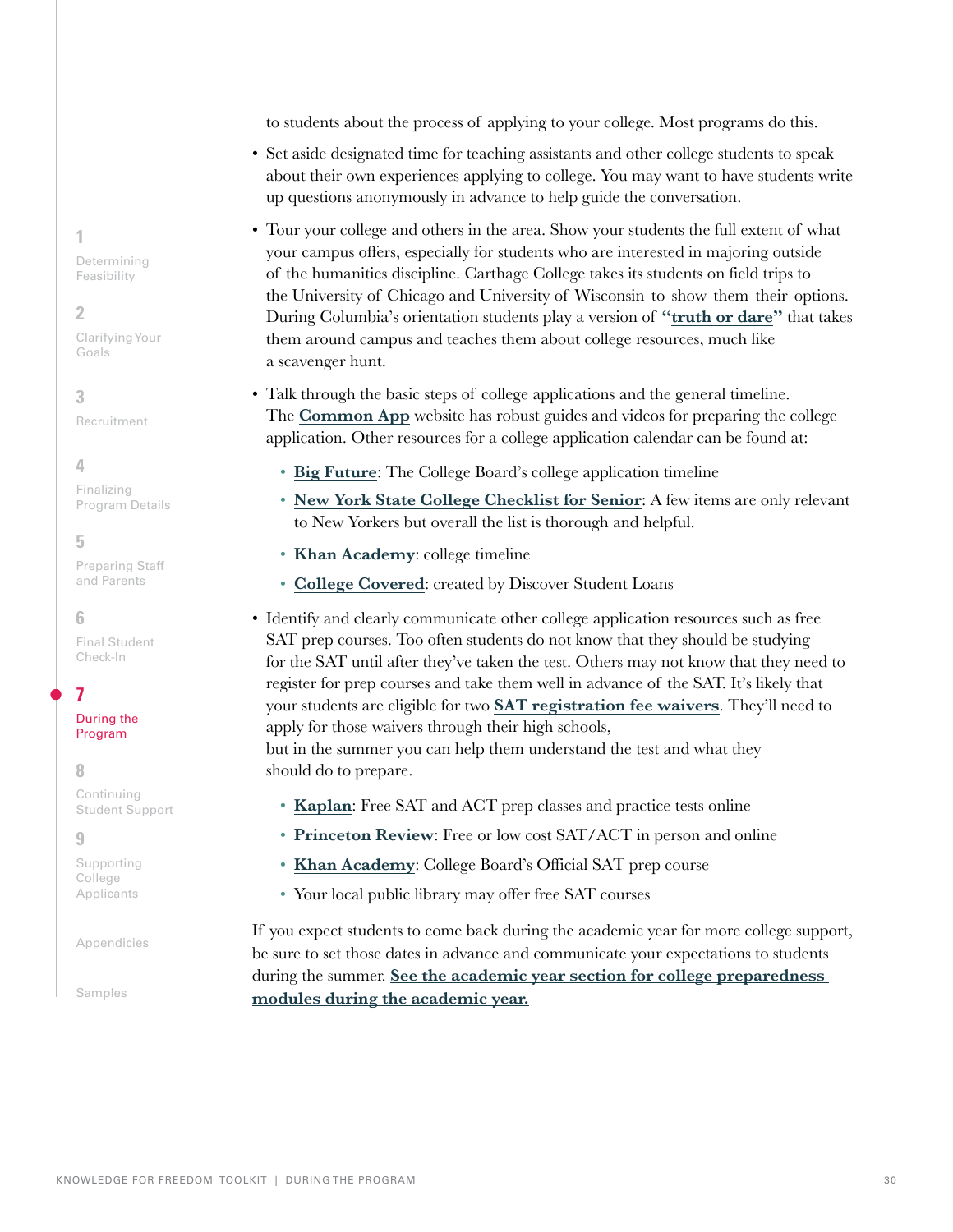to students about the process of applying to your college. Most programs do this.

- Set aside designated time for teaching assistants and other college students to speak about their own experiences applying to college. You may want to have students write up questions anonymously in advance to help guide the conversation.
- Tour your college and others in the area. Show your students the full extent of what your campus offers, especially for students who are interested in majoring outside of the humanities discipline. Carthage College takes its students on field trips to the University of Chicago and University of Wisconsin to show them their options. During Columbia's orientation students play a version of **"truth or dare"** that takes them around campus and teaches them about college resources, much like a scavenger hunt.
- Talk through the basic steps of college applications and the general timeline. The **Common App** website has robust guides and videos for preparing the college application. Other resources for a college application calendar can be found at:
  - **Big Future**: The College Board's college application timeline
  - **New York State College Checklist for Senior**: A few items are only relevant to New Yorkers but overall the list is thorough and helpful.
  - **Khan Academy**: college timeline
  - **College Covered**: created by Discover Student Loans
- Identify and clearly communicate other college application resources such as free SAT prep courses. Too often students do not know that they should be studying for the SAT until after they've taken the test. Others may not know that they need to register for prep courses and take them well in advance of the SAT. It's likely that your students are eligible for two **SAT registration fee waivers**. They'll need to apply for those waivers through their high schools, but in the summer you can help them understand the test and what they should do to prepare.
  - **Kaplan**: Free SAT and ACT prep classes and practice tests online
  - **Princeton Review**: Free or low cost SAT/ACT in person and online
  - **Khan Academy**: College Board's Official SAT prep course
  - Your local public library may offer free SAT courses

If you expect students to come back during the academic year for more college support, be sure to set those dates in advance and communicate your expectations to students during the summer. **See the academic year section for college preparedness modules during the academic year.**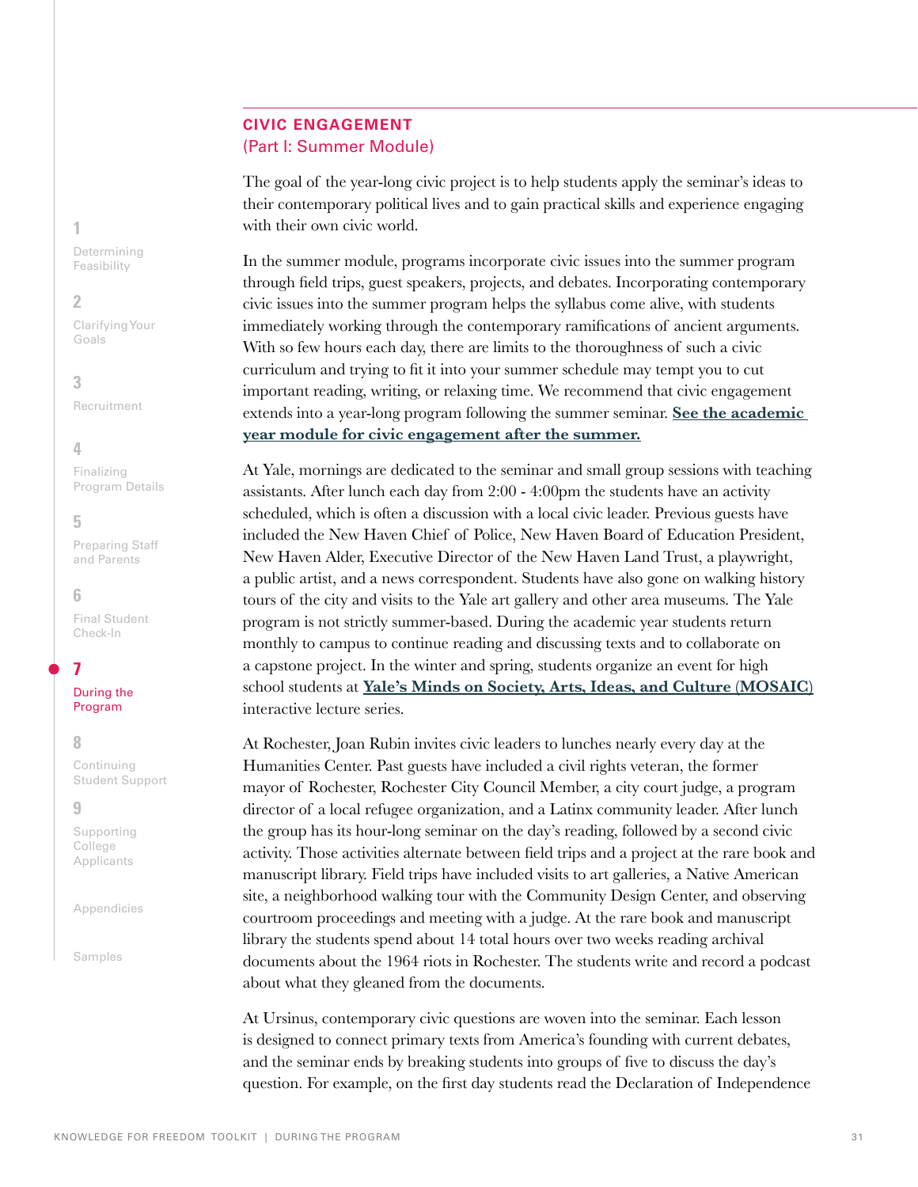## CIVIC ENGAGEMENT
(Part I: Summer Module)

The goal of the year-long civic project is to help students apply the seminar's ideas to their contemporary political lives and to gain practical skills and experience engaging with their own civic world.

In the summer module, programs incorporate civic issues into the summer program through field trips, guest speakers, projects, and debates. Incorporating contemporary civic issues into the summer program helps the syllabus come alive, with students immediately working through the contemporary ramifications of ancient arguments. With so few hours each day, there are limits to the thoroughness of such a civic curriculum and trying to fit it into your summer schedule may tempt you to cut important reading, writing, or relaxing time. We recommend that civic engagement extends into a year-long program following the summer seminar. **See the academic year module for civic engagement after the summer.**

At Yale, mornings are dedicated to the seminar and small group sessions with teaching assistants. After lunch each day from 2:00 - 4:00pm the students have an activity scheduled, which is often a discussion with a local civic leader. Previous guests have included the New Haven Chief of Police, New Haven Board of Education President, New Haven Alder, Executive Director of the New Haven Land Trust, a playwright, a public artist, and a news correspondent. Students have also gone on walking history tours of the city and visits to the Yale art gallery and other area museums. The Yale program is not strictly summer-based. During the academic year students return monthly to campus to continue reading and discussing texts and to collaborate on a capstone project. In the winter and spring, students organize an event for high school students at **Yale's Minds on Society, Arts, Ideas, and Culture (MOSAIC)** interactive lecture series.

At Rochester, Joan Rubin invites civic leaders to lunches nearly every day at the Humanities Center. Past guests have included a civil rights veteran, the former mayor of Rochester, Rochester City Council Member, a city court judge, a program director of a local refugee organization, and a Latinx community leader. After lunch the group has its hour-long seminar on the day's reading, followed by a second civic activity. Those activities alternate between field trips and a project at the rare book and manuscript library. Field trips have included visits to art galleries, a Native American site, a neighborhood walking tour with the Community Design Center, and observing courtroom proceedings and meeting with a judge. At the rare book and manuscript library the students spend about 14 total hours over two weeks reading archival documents about the 1964 riots in Rochester. The students write and record a podcast about what they gleaned from the documents.

At Ursinus, contemporary civic questions are woven into the seminar. Each lesson is designed to connect primary texts from America's founding with current debates, and the seminar ends by breaking students into groups of five to discuss the day's question. For example, on the first day students read the Declaration of Independence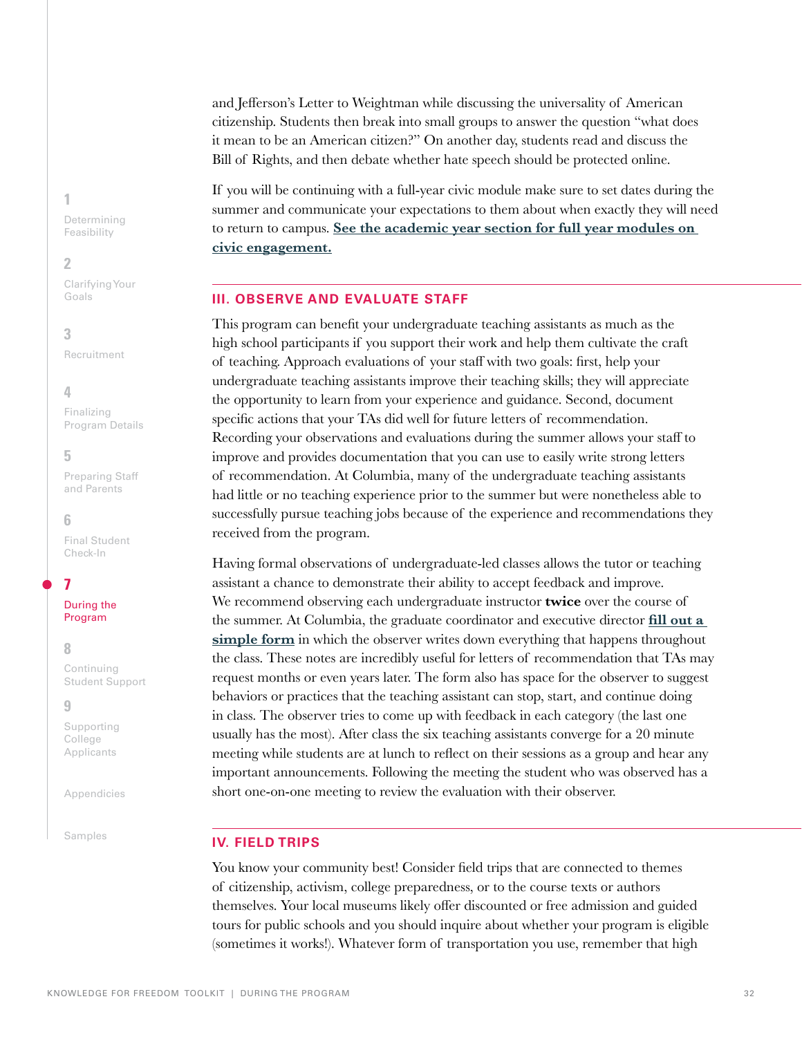and Jefferson's Letter to Weightman while discussing the universality of American citizenship. Students then break into small groups to answer the question "what does it mean to be an American citizen?" On another day, students read and discuss the Bill of Rights, and then debate whether hate speech should be protected online.

If you will be continuing with a full-year civic module make sure to set dates during the summer and communicate your expectations to them about when exactly they will need to return to campus. **See the academic year section for full year modules on civic engagement.**

## III. OBSERVE AND EVALUATE STAFF

This program can benefit your undergraduate teaching assistants as much as the high school participants if you support their work and help them cultivate the craft of teaching. Approach evaluations of your staff with two goals: first, help your undergraduate teaching assistants improve their teaching skills; they will appreciate the opportunity to learn from your experience and guidance. Second, document specific actions that your TAs did well for future letters of recommendation. Recording your observations and evaluations during the summer allows your staff to improve and provides documentation that you can use to easily write strong letters of recommendation. At Columbia, many of the undergraduate teaching assistants had little or no teaching experience prior to the summer but were nonetheless able to successfully pursue teaching jobs because of the experience and recommendations they received from the program.

Having formal observations of undergraduate-led classes allows the tutor or teaching assistant a chance to demonstrate their ability to accept feedback and improve. We recommend observing each undergraduate instructor **twice** over the course of the summer. At Columbia, the graduate coordinator and executive director **fill out a simple form** in which the observer writes down everything that happens throughout the class. These notes are incredibly useful for letters of recommendation that TAs may request months or even years later. The form also has space for the observer to suggest behaviors or practices that the teaching assistant can stop, start, and continue doing in class. The observer tries to come up with feedback in each category (the last one usually has the most). After class the six teaching assistants converge for a 20 minute meeting while students are at lunch to reflect on their sessions as a group and hear any important announcements. Following the meeting the student who was observed has a short one-on-one meeting to review the evaluation with their observer.

## IV. FIELD TRIPS

You know your community best! Consider field trips that are connected to themes of citizenship, activism, college preparedness, or to the course texts or authors themselves. Your local museums likely offer discounted or free admission and guided tours for public schools and you should inquire about whether your program is eligible (sometimes it works!). Whatever form of transportation you use, remember that high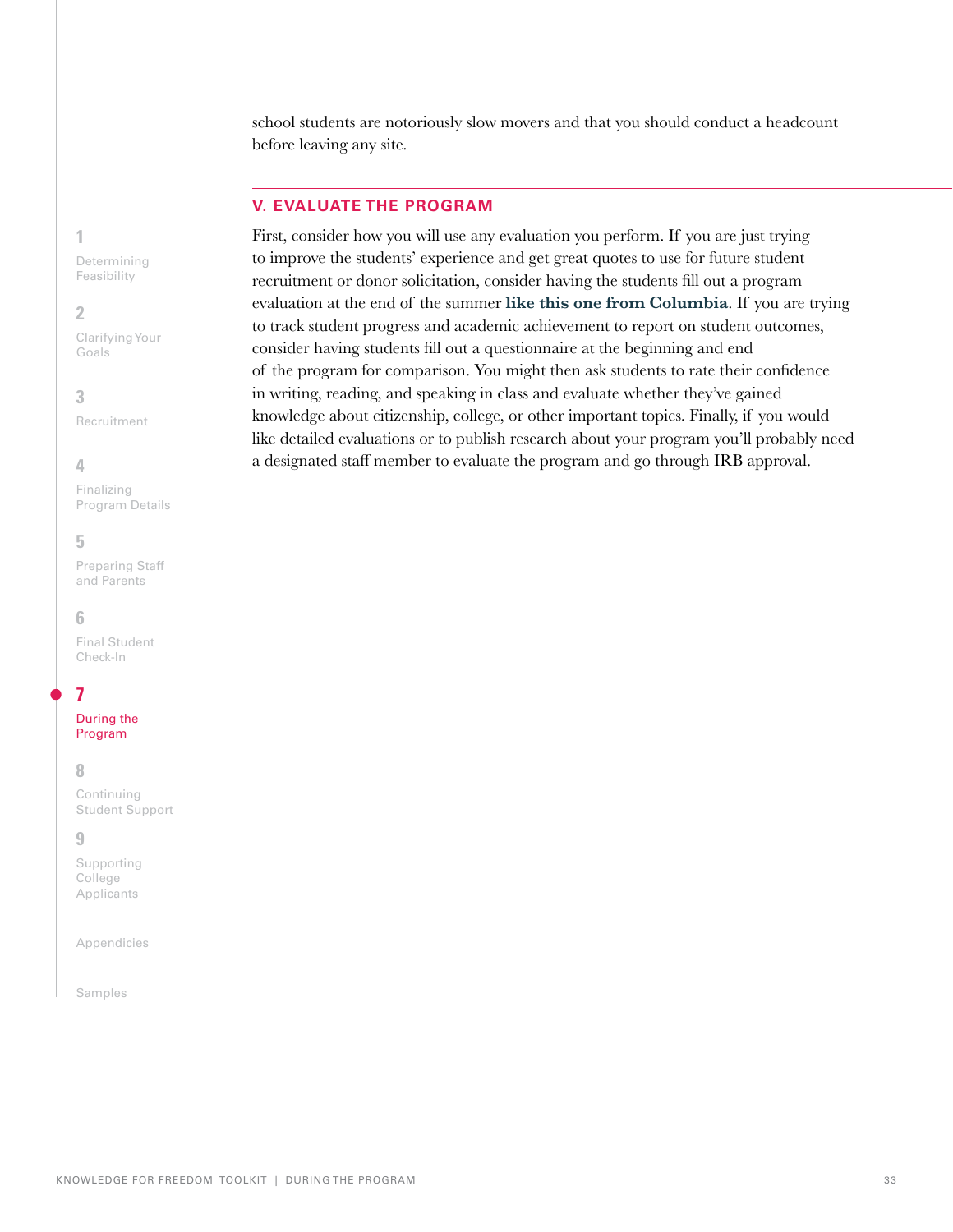school students are notoriously slow movers and that you should conduct a headcount before leaving any site.

## V. EVALUATE THE PROGRAM

First, consider how you will use any evaluation you perform. If you are just trying to improve the students' experience and get great quotes to use for future student recruitment or donor solicitation, consider having the students fill out a program evaluation at the end of the summer **like this one from Columbia**. If you are trying to track student progress and academic achievement to report on student outcomes, consider having students fill out a questionnaire at the beginning and end of the program for comparison. You might then ask students to rate their confidence in writing, reading, and speaking in class and evaluate whether they've gained knowledge about citizenship, college, or other important topics. Finally, if you would like detailed evaluations or to publish research about your program you'll probably need a designated staff member to evaluate the program and go through IRB approval.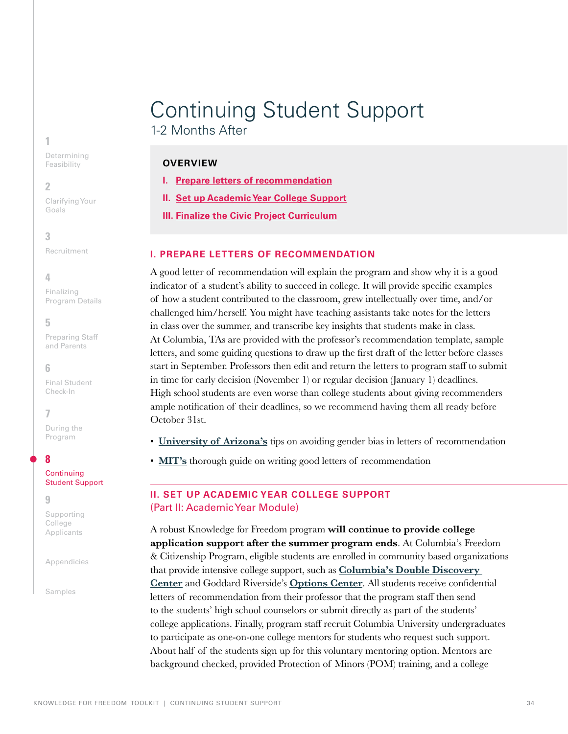# Continuing Student Support

## 1-2 Months After

**OVERVIEW**

I. Prepare letters of recommendation

II. Set up Academic Year College Support

III. Finalize the Civic Project Curriculum

## I. PREPARE LETTERS OF RECOMMENDATION

A good letter of recommendation will explain the program and show why it is a good indicator of a student's ability to succeed in college. It will provide specific examples of how a student contributed to the classroom, grew intellectually over time, and/or challenged him/herself. You might have teaching assistants take notes for the letters in class over the summer, and transcribe key insights that students make in class. At Columbia, TAs are provided with the professor's recommendation template, sample letters, and some guiding questions to draw up the first draft of the letter before classes start in September. Professors then edit and return the letters to program staff to submit in time for early decision (November 1) or regular decision (January 1) deadlines. High school students are even worse than college students about giving recommenders ample notification of their deadlines, so we recommend having them all ready before October 31st.

- **University of Arizona's** tips on avoiding gender bias in letters of recommendation
- **MIT's** thorough guide on writing good letters of recommendation

## II. SET UP ACADEMIC YEAR COLLEGE SUPPORT

(Part II: Academic Year Module)

A robust Knowledge for Freedom program **will continue to provide college application support after the summer program ends**. At Columbia's Freedom & Citizenship Program, eligible students are enrolled in community based organizations that provide intensive college support, such as **Columbia's Double Discovery Center** and Goddard Riverside's **Options Center**. All students receive confidential letters of recommendation from their professor that the program staff then send to the students' high school counselors or submit directly as part of the students' college applications. Finally, program staff recruit Columbia University undergraduates to participate as one-on-one college mentors for students who request such support. About half of the students sign up for this voluntary mentoring option. Mentors are background checked, provided Protection of Minors (POM) training, and a college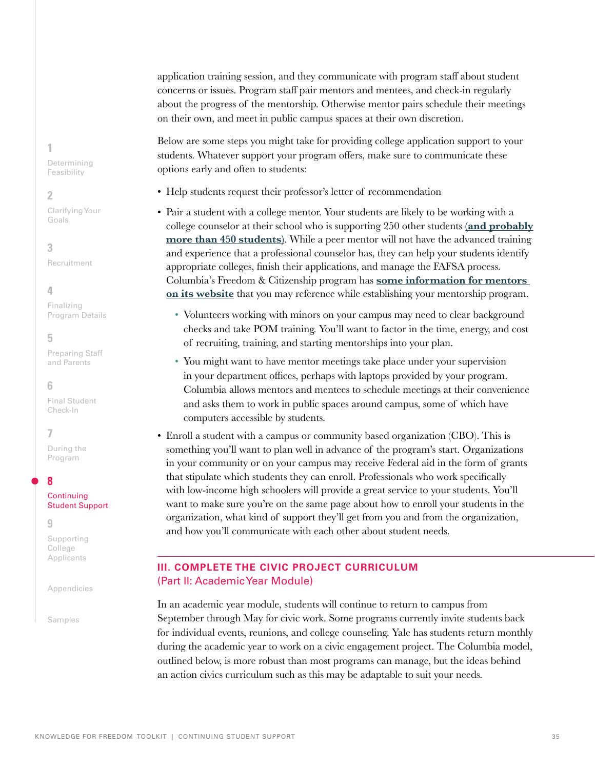application training session, and they communicate with program staff about student concerns or issues. Program staff pair mentors and mentees, and check-in regularly about the progress of the mentorship. Otherwise mentor pairs schedule their meetings on their own, and meet in public campus spaces at their own discretion.

Below are some steps you might take for providing college application support to your students. Whatever support your program offers, make sure to communicate these options early and often to students:

- Help students request their professor's letter of recommendation
- Pair a student with a college mentor. Your students are likely to be working with a college counselor at their school who is supporting 250 other students (**and probably more than 450 students**). While a peer mentor will not have the advanced training and experience that a professional counselor has, they can help your students identify appropriate colleges, finish their applications, and manage the FAFSA process. Columbia's Freedom & Citizenship program has **some information for mentors on its website** that you may reference while establishing your mentorship program.
    - Volunteers working with minors on your campus may need to clear background checks and take POM training. You'll want to factor in the time, energy, and cost of recruiting, training, and starting mentorships into your plan.
    - You might want to have mentor meetings take place under your supervision in your department offices, perhaps with laptops provided by your program. Columbia allows mentors and mentees to schedule meetings at their convenience and asks them to work in public spaces around campus, some of which have computers accessible by students.
- Enroll a student with a campus or community based organization (CBO). This is something you'll want to plan well in advance of the program's start. Organizations in your community or on your campus may receive Federal aid in the form of grants that stipulate which students they can enroll. Professionals who work specifically with low-income high schoolers will provide a great service to your students. You'll want to make sure you're on the same page about how to enroll your students in the organization, what kind of support they'll get from you and from the organization, and how you'll communicate with each other about student needs.

## III. COMPLETE THE CIVIC PROJECT CURRICULUM
(Part II: Academic Year Module)

In an academic year module, students will continue to return to campus from September through May for civic work. Some programs currently invite students back for individual events, reunions, and college counseling. Yale has students return monthly during the academic year to work on a civic engagement project. The Columbia model, outlined below, is more robust than most programs can manage, but the ideas behind an action civics curriculum such as this may be adaptable to suit your needs.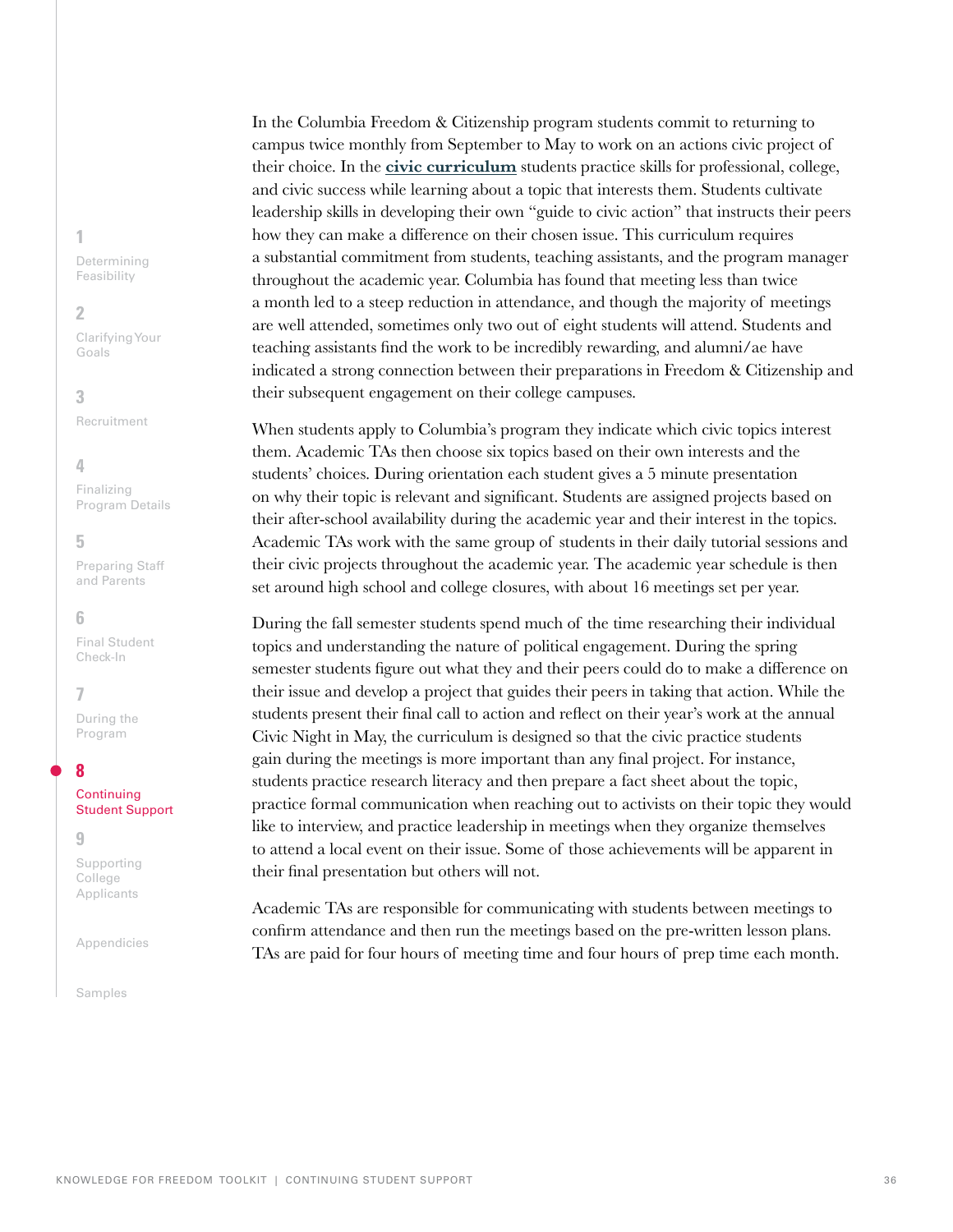In the Columbia Freedom & Citizenship program students commit to returning to campus twice monthly from September to May to work on an actions civic project of their choice. In the **civic curriculum** students practice skills for professional, college, and civic success while learning about a topic that interests them. Students cultivate leadership skills in developing their own "guide to civic action" that instructs their peers how they can make a difference on their chosen issue. This curriculum requires a substantial commitment from students, teaching assistants, and the program manager throughout the academic year. Columbia has found that meeting less than twice a month led to a steep reduction in attendance, and though the majority of meetings are well attended, sometimes only two out of eight students will attend. Students and teaching assistants find the work to be incredibly rewarding, and alumni/ae have indicated a strong connection between their preparations in Freedom & Citizenship and their subsequent engagement on their college campuses.

When students apply to Columbia's program they indicate which civic topics interest them. Academic TAs then choose six topics based on their own interests and the students' choices. During orientation each student gives a 5 minute presentation on why their topic is relevant and significant. Students are assigned projects based on their after-school availability during the academic year and their interest in the topics. Academic TAs work with the same group of students in their daily tutorial sessions and their civic projects throughout the academic year. The academic year schedule is then set around high school and college closures, with about 16 meetings set per year.

During the fall semester students spend much of the time researching their individual topics and understanding the nature of political engagement. During the spring semester students figure out what they and their peers could do to make a difference on their issue and develop a project that guides their peers in taking that action. While the students present their final call to action and reflect on their year's work at the annual Civic Night in May, the curriculum is designed so that the civic practice students gain during the meetings is more important than any final project. For instance, students practice research literacy and then prepare a fact sheet about the topic, practice formal communication when reaching out to activists on their topic they would like to interview, and practice leadership in meetings when they organize themselves to attend a local event on their issue. Some of those achievements will be apparent in their final presentation but others will not.

Academic TAs are responsible for communicating with students between meetings to confirm attendance and then run the meetings based on the pre-written lesson plans. TAs are paid for four hours of meeting time and four hours of prep time each month.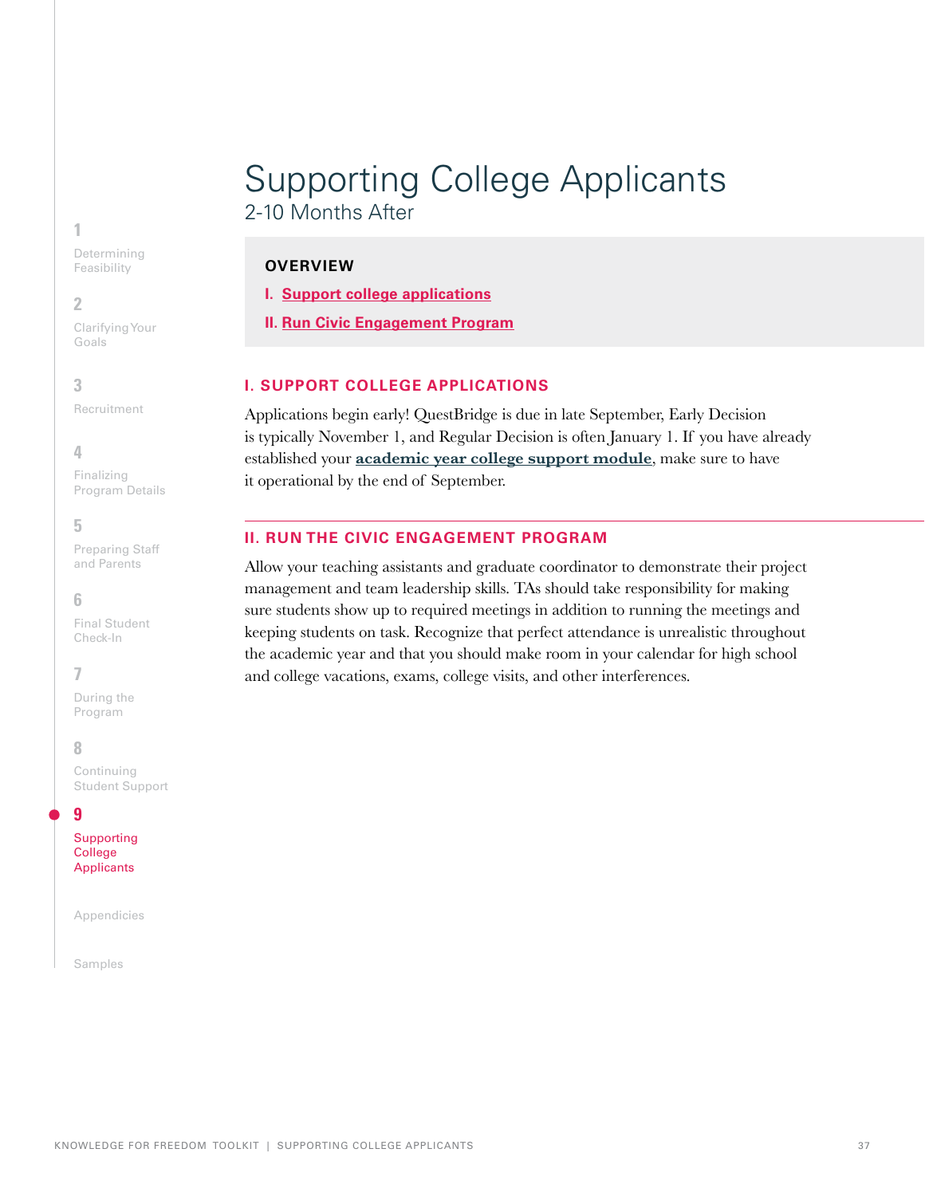# Supporting College Applicants

## 2-10 Months After

**OVERVIEW**

I. Support college applications

II. Run Civic Engagement Program

### I. SUPPORT COLLEGE APPLICATIONS

Applications begin early! QuestBridge is due in late September, Early Decision is typically November 1, and Regular Decision is often January 1. If you have already established your **academic year college support module**, make sure to have it operational by the end of September.

### II. RUN THE CIVIC ENGAGEMENT PROGRAM

Allow your teaching assistants and graduate coordinator to demonstrate their project management and team leadership skills. TAs should take responsibility for making sure students show up to required meetings in addition to running the meetings and keeping students on task. Recognize that perfect attendance is unrealistic throughout the academic year and that you should make room in your calendar for high school and college vacations, exams, college visits, and other interferences.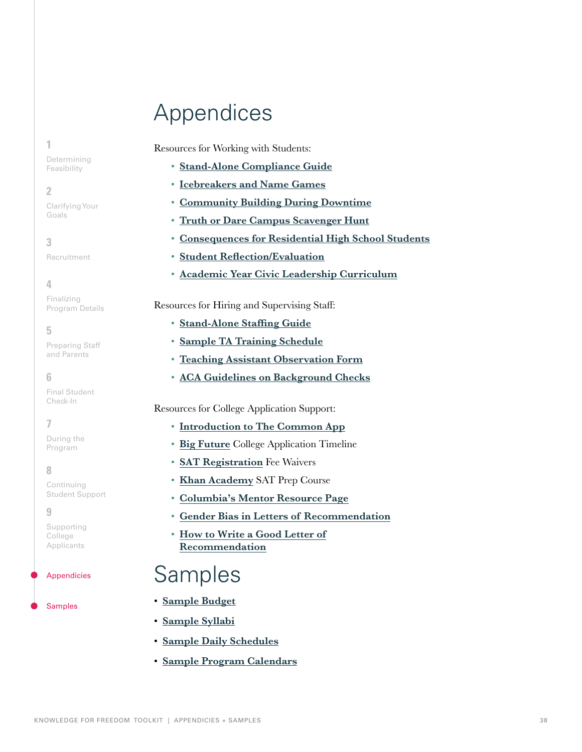# Appendices

Resources for Working with Students:

- **Stand-Alone Compliance Guide**
- **Icebreakers and Name Games**
- **Community Building During Downtime**
- **Truth or Dare Campus Scavenger Hunt**
- **Consequences for Residential High School Students**
- **Student Reflection/Evaluation**
- **Academic Year Civic Leadership Curriculum**

Resources for Hiring and Supervising Staff:

- **Stand-Alone Staffing Guide**
- **Sample TA Training Schedule**
- **Teaching Assistant Observation Form**
- **ACA Guidelines on Background Checks**

Resources for College Application Support:

- **Introduction to The Common App**
- **Big Future** College Application Timeline
- **SAT Registration** Fee Waivers
- **Khan Academy** SAT Prep Course
- **Columbia's Mentor Resource Page**
- **Gender Bias in Letters of Recommendation**
- **How to Write a Good Letter of Recommendation**

# Samples

- **Sample Budget**
- **Sample Syllabi**
- **Sample Daily Schedules**
- **Sample Program Calendars**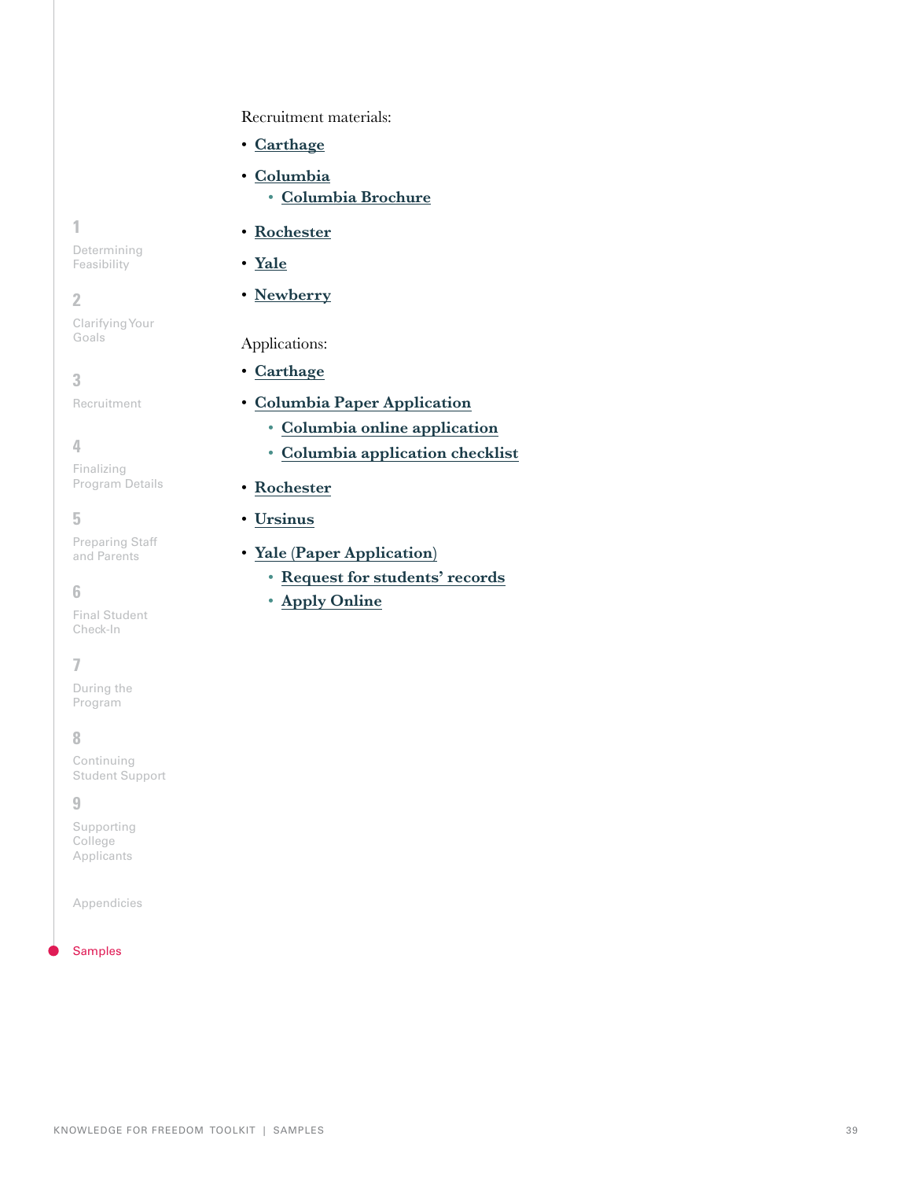Recruitment materials:

- **Carthage**
- **Columbia**
  - **Columbia Brochure**
- **Rochester**
- **Yale**
- **Newberry**

Applications:

- **Carthage**
- **Columbia Paper Application**
  - **Columbia online application**
  - **Columbia application checklist**
- **Rochester**
- **Ursinus**
- **Yale (Paper Application)**
  - **Request for students' records**
  - **Apply Online**